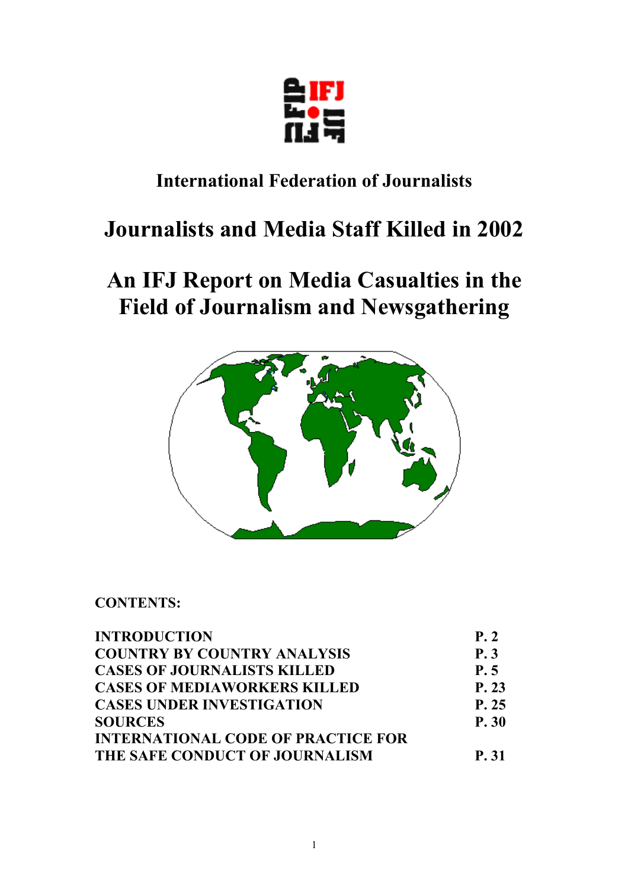**International Federation of Journalists**

# Journalists and Media Staff Killed in 2002

# An IFJ Report on Media Casualties in the Field of Journalism and Newsgathering

**CONTENTS:**

| | |
|---|---|
| **INTRODUCTION** | **P. 2** |
| **COUNTRY BY COUNTRY ANALYSIS** | **P. 3** |
| **CASES OF JOURNALISTS KILLED** | **P. 5** |
| **CASES OF MEDIAWORKERS KILLED** | **P. 23** |
| **CASES UNDER INVESTIGATION** | **P. 25** |
| **SOURCES** | **P. 30** |
| **INTERNATIONAL CODE OF PRACTICE FOR THE SAFE CONDUCT OF JOURNALISM** | **P. 31** |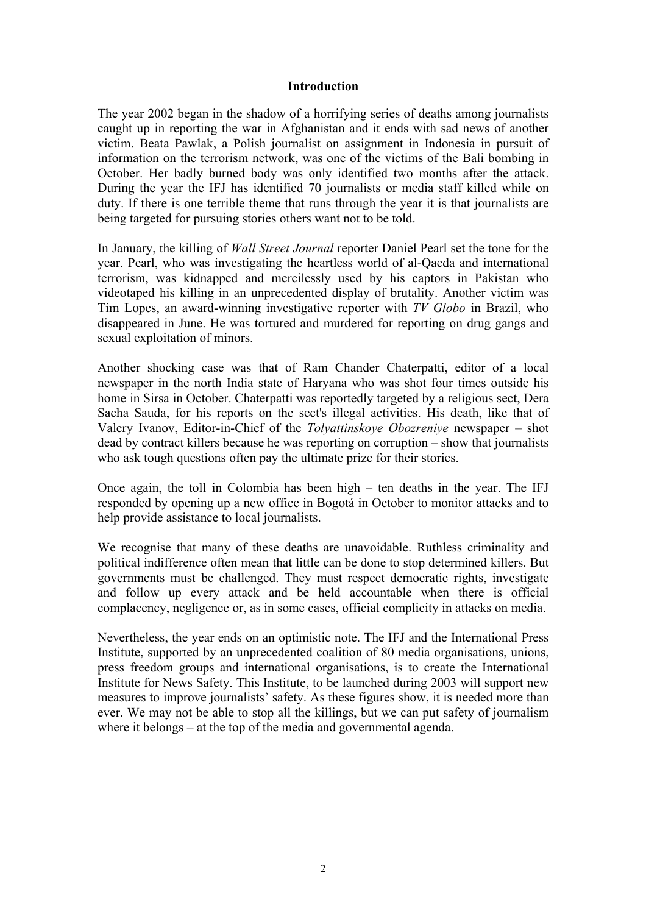## Introduction

The year 2002 began in the shadow of a horrifying series of deaths among journalists caught up in reporting the war in Afghanistan and it ends with sad news of another victim. Beata Pawlak, a Polish journalist on assignment in Indonesia in pursuit of information on the terrorism network, was one of the victims of the Bali bombing in October. Her badly burned body was only identified two months after the attack. During the year the IFJ has identified 70 journalists or media staff killed while on duty. If there is one terrible theme that runs through the year it is that journalists are being targeted for pursuing stories others want not to be told.

In January, the killing of *Wall Street Journal* reporter Daniel Pearl set the tone for the year. Pearl, who was investigating the heartless world of al-Qaeda and international terrorism, was kidnapped and mercilessly used by his captors in Pakistan who videotaped his killing in an unprecedented display of brutality. Another victim was Tim Lopes, an award-winning investigative reporter with *TV Globo* in Brazil, who disappeared in June. He was tortured and murdered for reporting on drug gangs and sexual exploitation of minors.

Another shocking case was that of Ram Chander Chaterpatti, editor of a local newspaper in the north India state of Haryana who was shot four times outside his home in Sirsa in October. Chaterpatti was reportedly targeted by a religious sect, Dera Sacha Sauda, for his reports on the sect's illegal activities. His death, like that of Valery Ivanov, Editor-in-Chief of the *Tolyattinskoye Obozreniye* newspaper – shot dead by contract killers because he was reporting on corruption – show that journalists who ask tough questions often pay the ultimate prize for their stories.

Once again, the toll in Colombia has been high – ten deaths in the year. The IFJ responded by opening up a new office in Bogotá in October to monitor attacks and to help provide assistance to local journalists.

We recognise that many of these deaths are unavoidable. Ruthless criminality and political indifference often mean that little can be done to stop determined killers. But governments must be challenged. They must respect democratic rights, investigate and follow up every attack and be held accountable when there is official complacency, negligence or, as in some cases, official complicity in attacks on media.

Nevertheless, the year ends on an optimistic note. The IFJ and the International Press Institute, supported by an unprecedented coalition of 80 media organisations, unions, press freedom groups and international organisations, is to create the International Institute for News Safety. This Institute, to be launched during 2003 will support new measures to improve journalists' safety. As these figures show, it is needed more than ever. We may not be able to stop all the killings, but we can put safety of journalism where it belongs – at the top of the media and governmental agenda.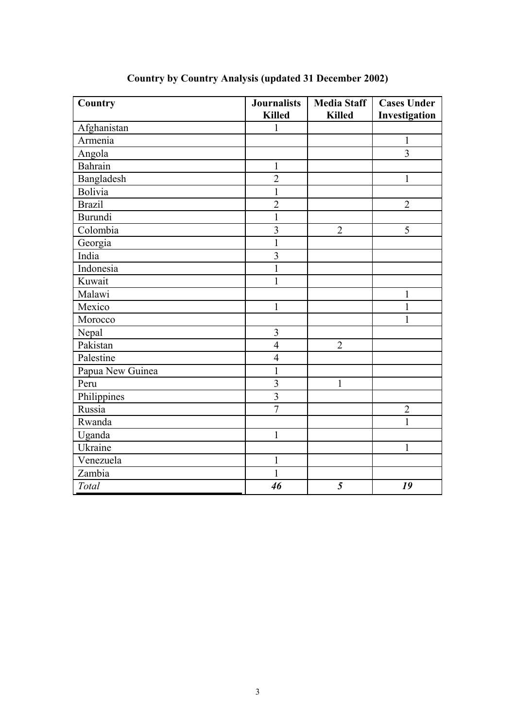## Country by Country Analysis (updated 31 December 2002)

| Country | Journalists Killed | Media Staff Killed | Cases Under Investigation |
|---|---|---|---|
| Afghanistan | 1 | | |
| Armenia | | | 1 |
| Angola | | | 3 |
| Bahrain | 1 | | |
| Bangladesh | 2 | | 1 |
| Bolivia | 1 | | |
| Brazil | 2 | | 2 |
| Burundi | 1 | | |
| Colombia | 3 | 2 | 5 |
| Georgia | 1 | | |
| India | 3 | | |
| Indonesia | 1 | | |
| Kuwait | 1 | | |
| Malawi | | | 1 |
| Mexico | 1 | | 1 |
| Morocco | | | 1 |
| Nepal | 3 | | |
| Pakistan | 4 | 2 | |
| Palestine | 4 | | |
| Papua New Guinea | 1 | | |
| Peru | 3 | 1 | |
| Philippines | 3 | | |
| Russia | 7 | | 2 |
| Rwanda | | | 1 |
| Uganda | 1 | | |
| Ukraine | | | 1 |
| Venezuela | 1 | | |
| Zambia | 1 | | |
| *Total* | ***46*** | ***5*** | ***19*** |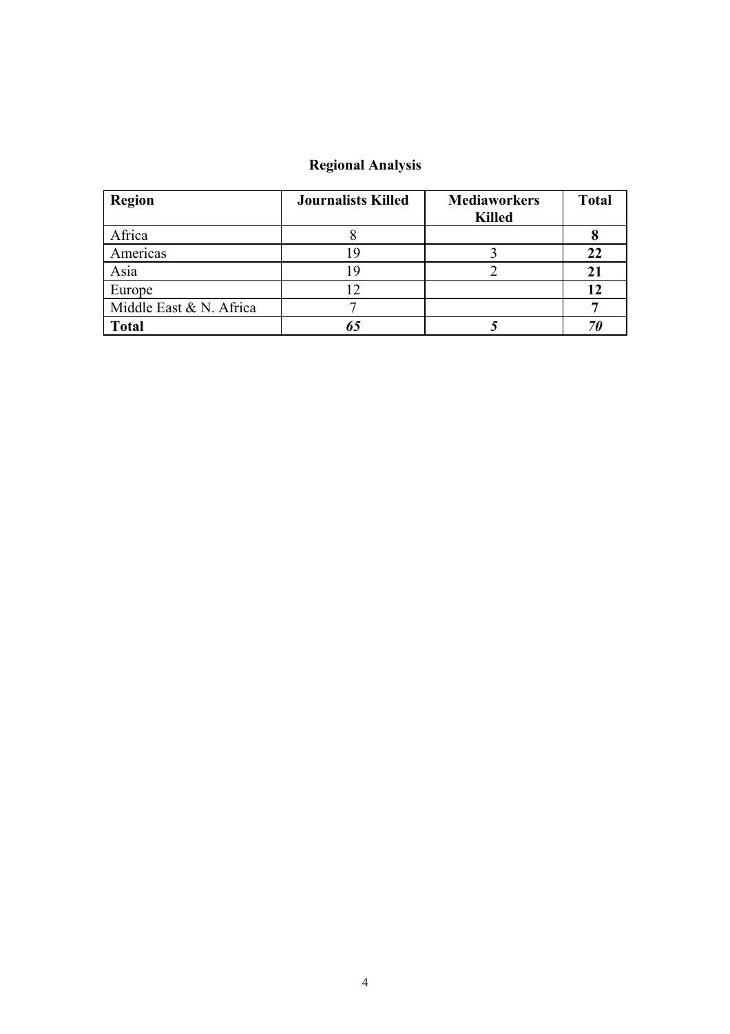## Regional Analysis

| **Region** | **Journalists Killed** | **Mediaworkers Killed** | **Total** |
|---|---|---|---|
| Africa | 8 | | **8** |
| Americas | 19 | 3 | **22** |
| Asia | 19 | 2 | **21** |
| Europe | 12 | | **12** |
| Middle East & N. Africa | 7 | | **7** |
| **Total** | ***65*** | ***5*** | ***70*** |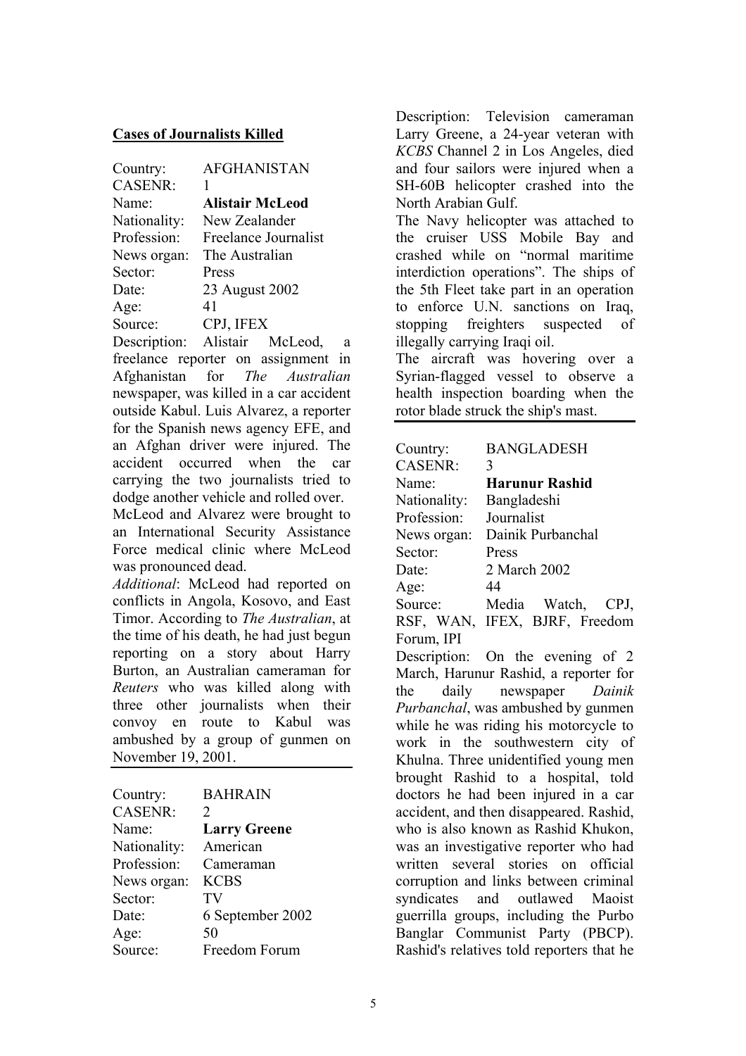**Cases of Journalists Killed**

| | |
|---|---|
| Country: | AFGHANISTAN |
| CASENR: | 1 |
| Name: | **Alistair McLeod** |
| Nationality: | New Zealander |
| Profession: | Freelance Journalist |
| News organ: | The Australian |
| Sector: | Press |
| Date: | 23 August 2002 |
| Age: | 41 |
| Source: | CPJ, IFEX |

Description: Alistair McLeod, a freelance reporter on assignment in Afghanistan for *The Australian* newspaper, was killed in a car accident outside Kabul. Luis Alvarez, a reporter for the Spanish news agency EFE, and an Afghan driver were injured. The accident occurred when the car carrying the two journalists tried to dodge another vehicle and rolled over.

McLeod and Alvarez were brought to an International Security Assistance Force medical clinic where McLeod was pronounced dead.

*Additional*: McLeod had reported on conflicts in Angola, Kosovo, and East Timor. According to *The Australian*, at the time of his death, he had just begun reporting on a story about Harry Burton, an Australian cameraman for *Reuters* who was killed along with three other journalists when their convoy en route to Kabul was ambushed by a group of gunmen on November 19, 2001.

---

| | |
|---|---|
| Country: | BAHRAIN |
| CASENR: | 2 |
| Name: | **Larry Greene** |
| Nationality: | American |
| Profession: | Cameraman |
| News organ: | KCBS |
| Sector: | TV |
| Date: | 6 September 2002 |
| Age: | 50 |
| Source: | Freedom Forum |

Description: Television cameraman Larry Greene, a 24-year veteran with *KCBS* Channel 2 in Los Angeles, died and four sailors were injured when a SH-60B helicopter crashed into the North Arabian Gulf.

The Navy helicopter was attached to the cruiser USS Mobile Bay and crashed while on "normal maritime interdiction operations". The ships of the 5th Fleet take part in an operation to enforce U.N. sanctions on Iraq, stopping freighters suspected of illegally carrying Iraqi oil.

The aircraft was hovering over a Syrian-flagged vessel to observe a health inspection boarding when the rotor blade struck the ship's mast.

---

| | |
|---|---|
| Country: | BANGLADESH |
| CASENR: | 3 |
| Name: | **Harunur Rashid** |
| Nationality: | Bangladeshi |
| Profession: | Journalist |
| News organ: | Dainik Purbanchal |
| Sector: | Press |
| Date: | 2 March 2002 |
| Age: | 44 |
| Source: | Media Watch, CPJ, RSF, WAN, IFEX, BJRF, Freedom Forum, IPI |

Description: On the evening of 2 March, Harunur Rashid, a reporter for the daily newspaper *Dainik Purbanchal*, was ambushed by gunmen while he was riding his motorcycle to work in the southwestern city of Khulna. Three unidentified young men brought Rashid to a hospital, told doctors he had been injured in a car accident, and then disappeared. Rashid, who is also known as Rashid Khukon, was an investigative reporter who had written several stories on official corruption and links between criminal syndicates and outlawed Maoist guerrilla groups, including the Purbo Banglar Communist Party (PBCP). Rashid's relatives told reporters that he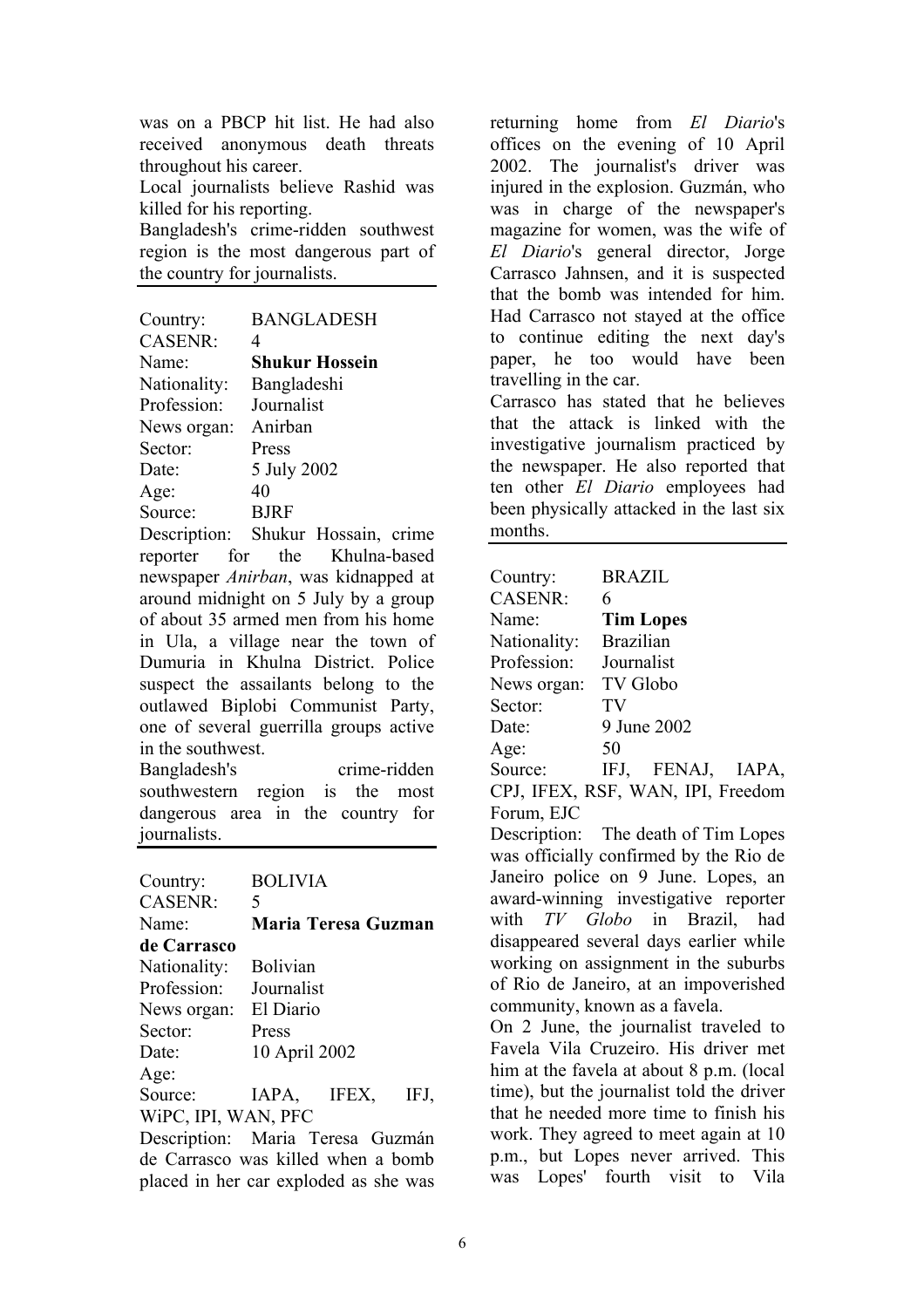was on a PBCP hit list. He had also received anonymous death threats throughout his career.

Local journalists believe Rashid was killed for his reporting.

Bangladesh's crime-ridden southwest region is the most dangerous part of the country for journalists.

---

Country: BANGLADESH
CASENR: 4
Name: **Shukur Hossein**
Nationality: Bangladeshi
Profession: Journalist
News organ: Anirban
Sector: Press
Date: 5 July 2002
Age: 40
Source: BJRF

Description: Shukur Hossain, crime reporter for the Khulna-based newspaper *Anirban*, was kidnapped at around midnight on 5 July by a group of about 35 armed men from his home in Ula, a village near the town of Dumuria in Khulna District. Police suspect the assailants belong to the outlawed Biplobi Communist Party, one of several guerrilla groups active in the southwest.

Bangladesh's crime-ridden southwestern region is the most dangerous area in the country for journalists.

---

Country: BOLIVIA
CASENR: 5
Name: **Maria Teresa Guzman de Carrasco**
Nationality: Bolivian
Profession: Journalist
News organ: El Diario
Sector: Press
Date: 10 April 2002
Age:
Source: IAPA, IFEX, IFJ, WiPC, IPI, WAN, PFC

Description: Maria Teresa Guzmán de Carrasco was killed when a bomb placed in her car exploded as she was returning home from *El Diario*'s offices on the evening of 10 April 2002. The journalist's driver was injured in the explosion. Guzmán, who was in charge of the newspaper's magazine for women, was the wife of *El Diario*'s general director, Jorge Carrasco Jahnsen, and it is suspected that the bomb was intended for him. Had Carrasco not stayed at the office to continue editing the next day's paper, he too would have been travelling in the car.

Carrasco has stated that he believes that the attack is linked with the investigative journalism practiced by the newspaper. He also reported that ten other *El Diario* employees had been physically attacked in the last six months.

---

Country: BRAZIL
CASENR: 6
Name: **Tim Lopes**
Nationality: Brazilian
Profession: Journalist
News organ: TV Globo
Sector: TV
Date: 9 June 2002
Age: 50
Source: IFJ, FENAJ, IAPA, CPJ, IFEX, RSF, WAN, IPI, Freedom Forum, EJC

Description: The death of Tim Lopes was officially confirmed by the Rio de Janeiro police on 9 June. Lopes, an award-winning investigative reporter with *TV Globo* in Brazil, had disappeared several days earlier while working on assignment in the suburbs of Rio de Janeiro, at an impoverished community, known as a favela.

On 2 June, the journalist traveled to Favela Vila Cruzeiro. His driver met him at the favela at about 8 p.m. (local time), but the journalist told the driver that he needed more time to finish his work. They agreed to meet again at 10 p.m., but Lopes never arrived. This was Lopes' fourth visit to Vila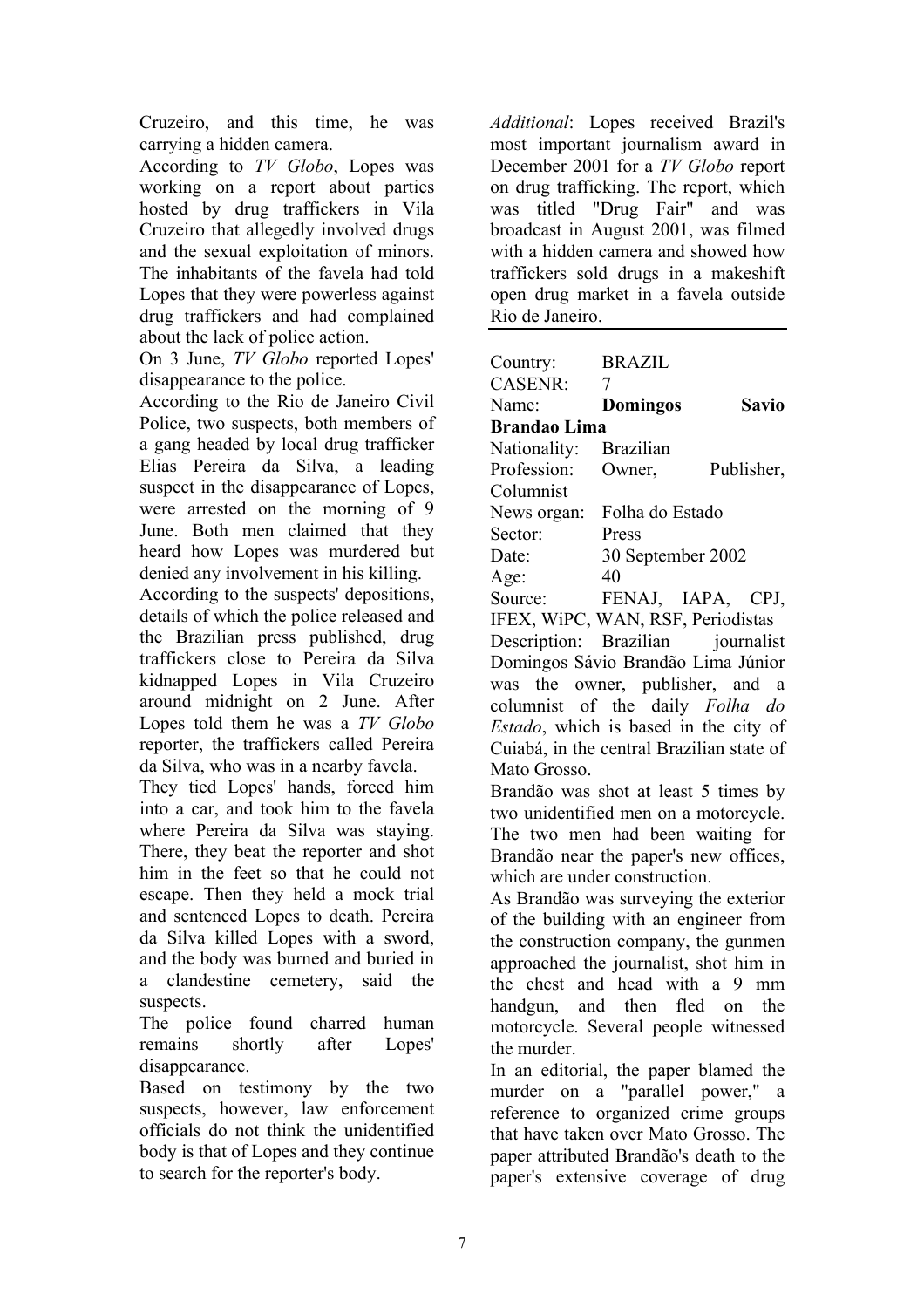Cruzeiro, and this time, he was carrying a hidden camera.

According to *TV Globo*, Lopes was working on a report about parties hosted by drug traffickers in Vila Cruzeiro that allegedly involved drugs and the sexual exploitation of minors. The inhabitants of the favela had told Lopes that they were powerless against drug traffickers and had complained about the lack of police action.

On 3 June, *TV Globo* reported Lopes' disappearance to the police.

According to the Rio de Janeiro Civil Police, two suspects, both members of a gang headed by local drug trafficker Elias Pereira da Silva, a leading suspect in the disappearance of Lopes, were arrested on the morning of 9 June. Both men claimed that they heard how Lopes was murdered but denied any involvement in his killing.

According to the suspects' depositions, details of which the police released and the Brazilian press published, drug traffickers close to Pereira da Silva kidnapped Lopes in Vila Cruzeiro around midnight on 2 June. After Lopes told them he was a *TV Globo* reporter, the traffickers called Pereira da Silva, who was in a nearby favela.

They tied Lopes' hands, forced him into a car, and took him to the favela where Pereira da Silva was staying. There, they beat the reporter and shot him in the feet so that he could not escape. Then they held a mock trial and sentenced Lopes to death. Pereira da Silva killed Lopes with a sword, and the body was burned and buried in a clandestine cemetery, said the suspects.

The police found charred human remains shortly after Lopes' disappearance.

Based on testimony by the two suspects, however, law enforcement officials do not think the unidentified body is that of Lopes and they continue to search for the reporter's body.

*Additional*: Lopes received Brazil's most important journalism award in December 2001 for a *TV Globo* report on drug trafficking. The report, which was titled "Drug Fair" and was broadcast in August 2001, was filmed with a hidden camera and showed how traffickers sold drugs in a makeshift open drug market in a favela outside Rio de Janeiro.

---

Country: BRAZIL
CASENR: 7
Name: **Domingos Savio Brandao Lima**
Nationality: Brazilian
Profession: Owner, Publisher, Columnist
News organ: Folha do Estado
Sector: Press
Date: 30 September 2002
Age: 40
Source: FENAJ, IAPA, CPJ, IFEX, WiPC, WAN, RSF, Periodistas
Description: Brazilian journalist Domingos Sávio Brandão Lima Júnior was the owner, publisher, and a columnist of the daily *Folha do Estado*, which is based in the city of Cuiabá, in the central Brazilian state of Mato Grosso.

Brandão was shot at least 5 times by two unidentified men on a motorcycle. The two men had been waiting for Brandão near the paper's new offices, which are under construction.

As Brandão was surveying the exterior of the building with an engineer from the construction company, the gunmen approached the journalist, shot him in the chest and head with a 9 mm handgun, and then fled on the motorcycle. Several people witnessed the murder.

In an editorial, the paper blamed the murder on a "parallel power," a reference to organized crime groups that have taken over Mato Grosso. The paper attributed Brandão's death to the paper's extensive coverage of drug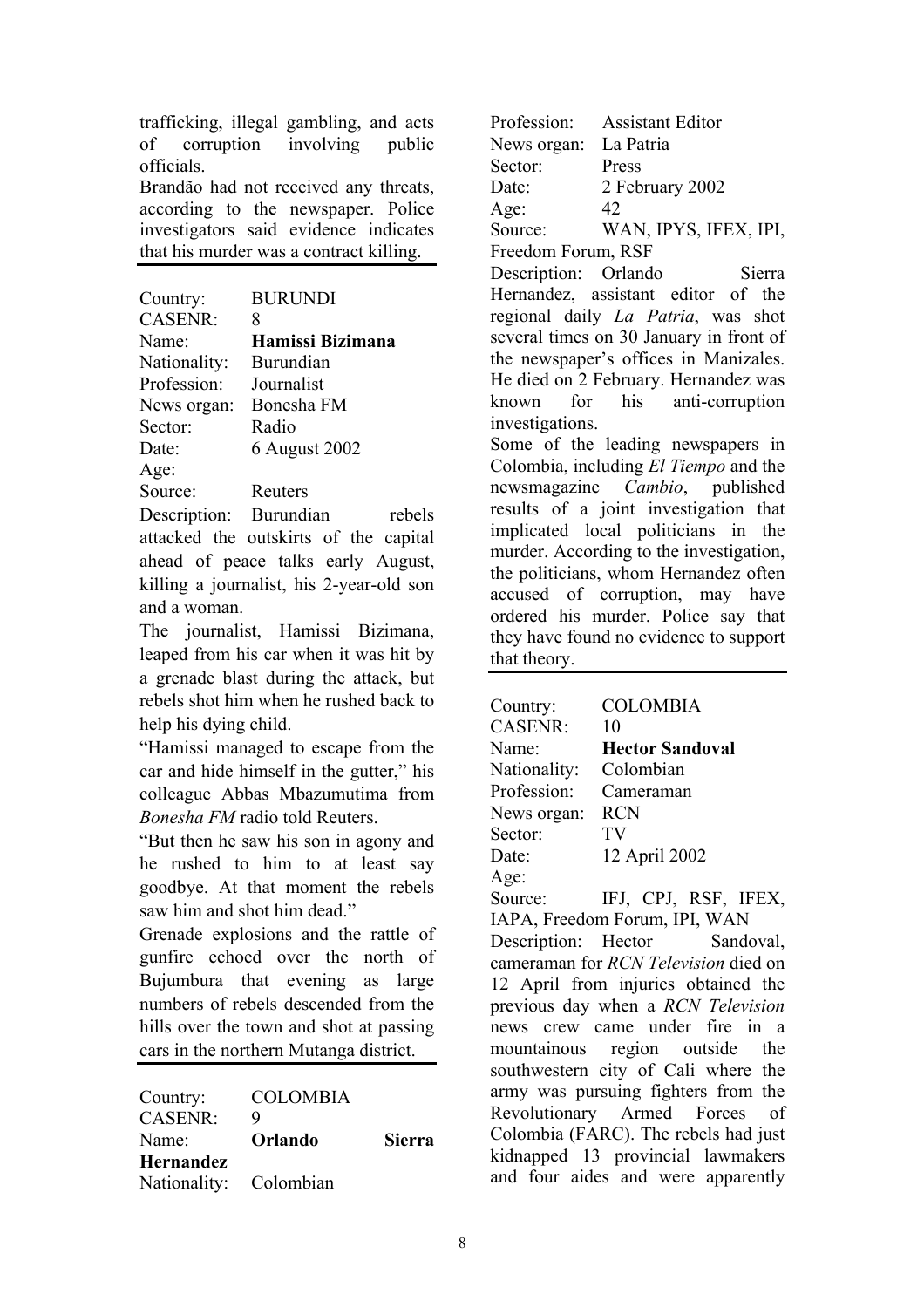trafficking, illegal gambling, and acts of corruption involving public officials.

Brandão had not received any threats, according to the newspaper. Police investigators said evidence indicates that his murder was a contract killing.

---

Country: BURUNDI
CASENR: 8
Name: **Hamissi Bizimana**
Nationality: Burundian
Profession: Journalist
News organ: Bonesha FM
Sector: Radio
Date: 6 August 2002
Age:
Source: Reuters

Description: Burundian rebels attacked the outskirts of the capital ahead of peace talks early August, killing a journalist, his 2-year-old son and a woman.

The journalist, Hamissi Bizimana, leaped from his car when it was hit by a grenade blast during the attack, but rebels shot him when he rushed back to help his dying child.

"Hamissi managed to escape from the car and hide himself in the gutter," his colleague Abbas Mbazumutima from *Bonesha FM* radio told Reuters.

"But then he saw his son in agony and he rushed to him to at least say goodbye. At that moment the rebels saw him and shot him dead."

Grenade explosions and the rattle of gunfire echoed over the north of Bujumbura that evening as large numbers of rebels descended from the hills over the town and shot at passing cars in the northern Mutanga district.

---

Country: COLOMBIA
CASENR: 9
Name: **Orlando Sierra Hernandez**
Nationality: Colombian
Profession: Assistant Editor
News organ: La Patria
Sector: Press
Date: 2 February 2002
Age: 42
Source: WAN, IPYS, IFEX, IPI, Freedom Forum, RSF

Description: Orlando Sierra Hernandez, assistant editor of the regional daily *La Patria*, was shot several times on 30 January in front of the newspaper's offices in Manizales. He died on 2 February. Hernandez was known for his anti-corruption investigations.

Some of the leading newspapers in Colombia, including *El Tiempo* and the newsmagazine *Cambio*, published results of a joint investigation that implicated local politicians in the murder. According to the investigation, the politicians, whom Hernandez often accused of corruption, may have ordered his murder. Police say that they have found no evidence to support that theory.

---

Country: COLOMBIA
CASENR: 10
Name: **Hector Sandoval**
Nationality: Colombian
Profession: Cameraman
News organ: RCN
Sector: TV
Date: 12 April 2002
Age:
Source: IFJ, CPJ, RSF, IFEX, IAPA, Freedom Forum, IPI, WAN

Description: Hector Sandoval, cameraman for *RCN Television* died on 12 April from injuries obtained the previous day when a *RCN Television* news crew came under fire in a mountainous region outside the southwestern city of Cali where the army was pursuing fighters from the Revolutionary Armed Forces of Colombia (FARC). The rebels had just kidnapped 13 provincial lawmakers and four aides and were apparently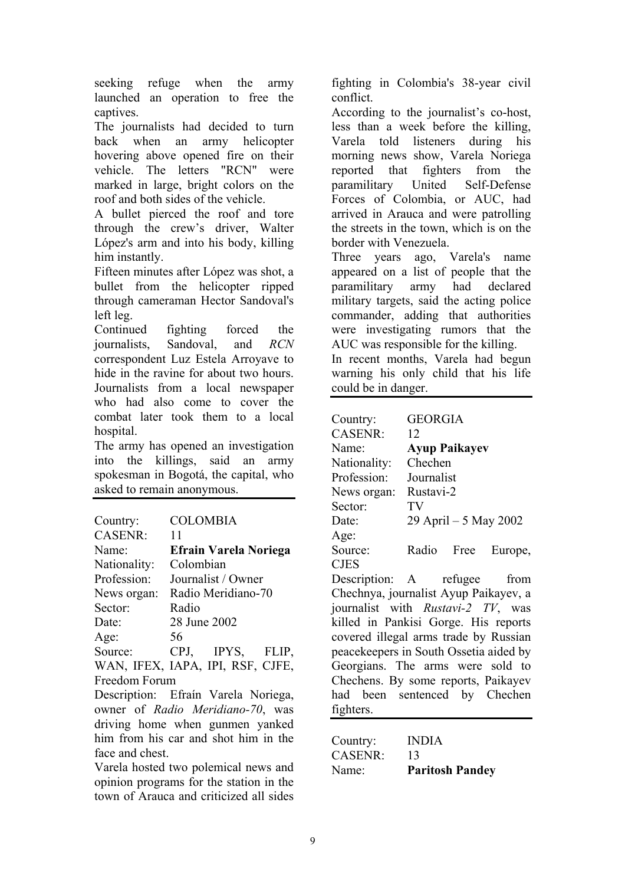seeking refuge when the army launched an operation to free the captives.

The journalists had decided to turn back when an army helicopter hovering above opened fire on their vehicle. The letters "RCN" were marked in large, bright colors on the roof and both sides of the vehicle.

A bullet pierced the roof and tore through the crew's driver, Walter López's arm and into his body, killing him instantly.

Fifteen minutes after López was shot, a bullet from the helicopter ripped through cameraman Hector Sandoval's left leg.

Continued fighting forced the journalists, Sandoval, and *RCN* correspondent Luz Estela Arroyave to hide in the ravine for about two hours. Journalists from a local newspaper who had also come to cover the combat later took them to a local hospital.

The army has opened an investigation into the killings, said an army spokesman in Bogotá, the capital, who asked to remain anonymous.

---

Country: COLOMBIA
CASENR: 11
Name: **Efrain Varela Noriega**
Nationality: Colombian
Profession: Journalist / Owner
News organ: Radio Meridiano-70
Sector: Radio
Date: 28 June 2002
Age: 56
Source: CPJ, IPYS, FLIP, WAN, IFEX, IAPA, IPI, RSF, CJFE, Freedom Forum

Description: Efraín Varela Noriega, owner of *Radio Meridiano-70*, was driving home when gunmen yanked him from his car and shot him in the face and chest.

Varela hosted two polemical news and opinion programs for the station in the town of Arauca and criticized all sides fighting in Colombia's 38-year civil conflict.

According to the journalist's co-host, less than a week before the killing, Varela told listeners during his morning news show, Varela Noriega reported that fighters from the paramilitary United Self-Defense Forces of Colombia, or AUC, had arrived in Arauca and were patrolling the streets in the town, which is on the border with Venezuela.

Three years ago, Varela's name appeared on a list of people that the paramilitary army had declared military targets, said the acting police commander, adding that authorities were investigating rumors that the AUC was responsible for the killing.

In recent months, Varela had begun warning his only child that his life could be in danger.

---

Country: GEORGIA
CASENR: 12
Name: **Ayup Paikayev**
Nationality: Chechen
Profession: Journalist
News organ: Rustavi-2
Sector: TV
Date: 29 April – 5 May 2002
Age:
Source: Radio Free Europe, CJES

Description: A refugee from Chechnya, journalist Ayup Paikayev, a journalist with *Rustavi-2 TV*, was killed in Pankisi Gorge. His reports covered illegal arms trade by Russian peacekeepers in South Ossetia aided by Georgians. The arms were sold to Chechens. By some reports, Paikayev had been sentenced by Chechen fighters.

---

Country: INDIA
CASENR: 13
Name: **Paritosh Pandey**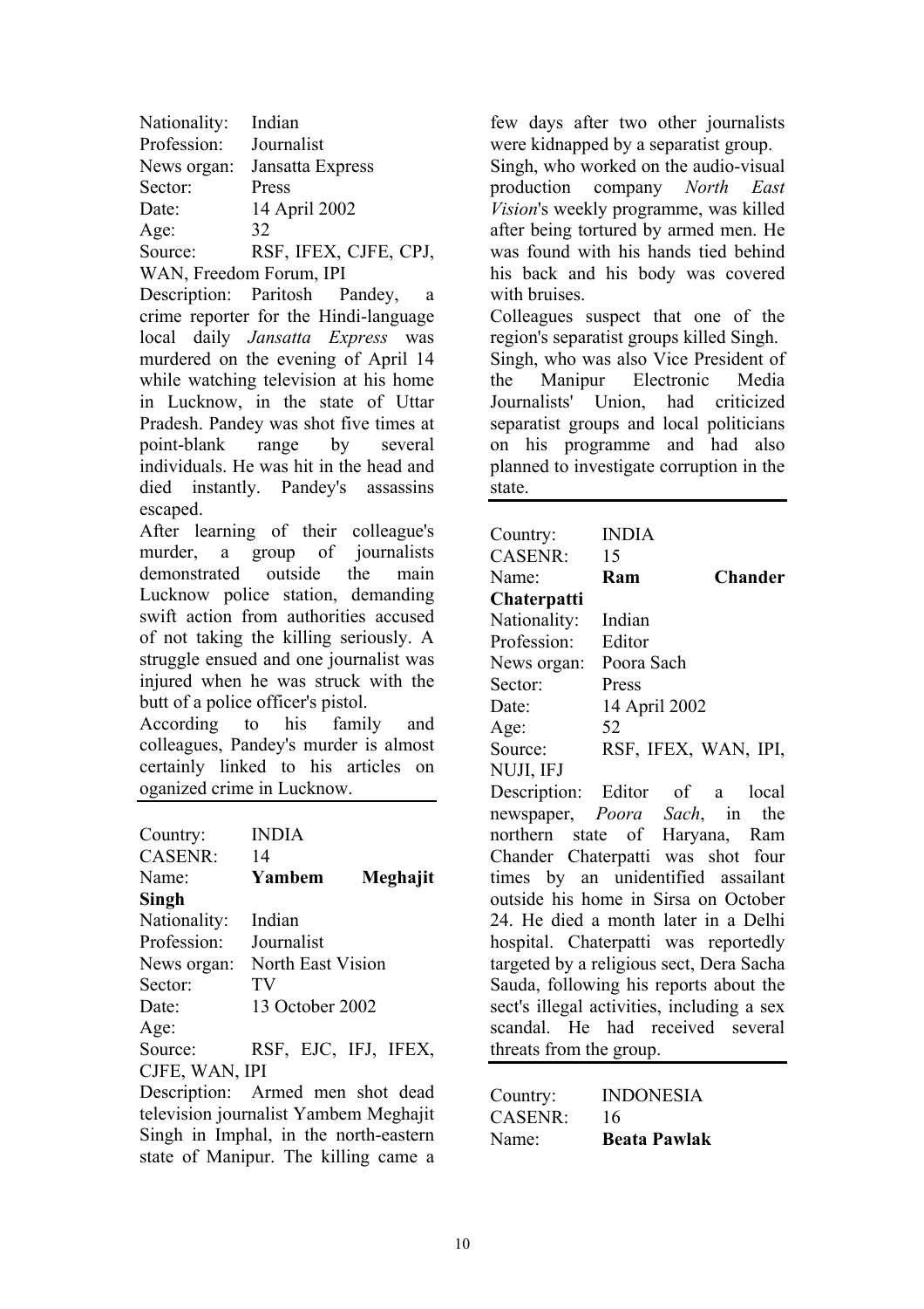Nationality: Indian
Profession: Journalist
News organ: Jansatta Express
Sector: Press
Date: 14 April 2002
Age: 32
Source: RSF, IFEX, CJFE, CPJ, WAN, Freedom Forum, IPI

Description: Paritosh Pandey, a crime reporter for the Hindi-language local daily *Jansatta Express* was murdered on the evening of April 14 while watching television at his home in Lucknow, in the state of Uttar Pradesh. Pandey was shot five times at point-blank range by several individuals. He was hit in the head and died instantly. Pandey's assassins escaped.

After learning of their colleague's murder, a group of journalists demonstrated outside the main Lucknow police station, demanding swift action from authorities accused of not taking the killing seriously. A struggle ensued and one journalist was injured when he was struck with the butt of a police officer's pistol.

According to his family and colleagues, Pandey's murder is almost certainly linked to his articles on oganized crime in Lucknow.

---

Country: INDIA
CASENR: 14
Name: **Yambem Meghajit Singh**
Nationality: Indian
Profession: Journalist
News organ: North East Vision
Sector: TV
Date: 13 October 2002
Age:
Source: RSF, EJC, IFJ, IFEX, CJFE, WAN, IPI

Description: Armed men shot dead television journalist Yambem Meghajit Singh in Imphal, in the north-eastern state of Manipur. The killing came a few days after two other journalists were kidnapped by a separatist group.

Singh, who worked on the audio-visual production company *North East Vision*'s weekly programme, was killed after being tortured by armed men. He was found with his hands tied behind his back and his body was covered with bruises.

Colleagues suspect that one of the region's separatist groups killed Singh.

Singh, who was also Vice President of the Manipur Electronic Media Journalists' Union, had criticized separatist groups and local politicians on his programme and had also planned to investigate corruption in the state.

---

Country: INDIA
CASENR: 15
Name: **Ram Chander Chaterpatti**
Nationality: Indian
Profession: Editor
News organ: Poora Sach
Sector: Press
Date: 14 April 2002
Age: 52
Source: RSF, IFEX, WAN, IPI, NUJI, IFJ

Description: Editor of a local newspaper, *Poora Sach*, in the northern state of Haryana, Ram Chander Chaterpatti was shot four times by an unidentified assailant outside his home in Sirsa on October 24. He died a month later in a Delhi hospital. Chaterpatti was reportedly targeted by a religious sect, Dera Sacha Sauda, following his reports about the sect's illegal activities, including a sex scandal. He had received several threats from the group.

---

Country: INDONESIA
CASENR: 16
Name: **Beata Pawlak**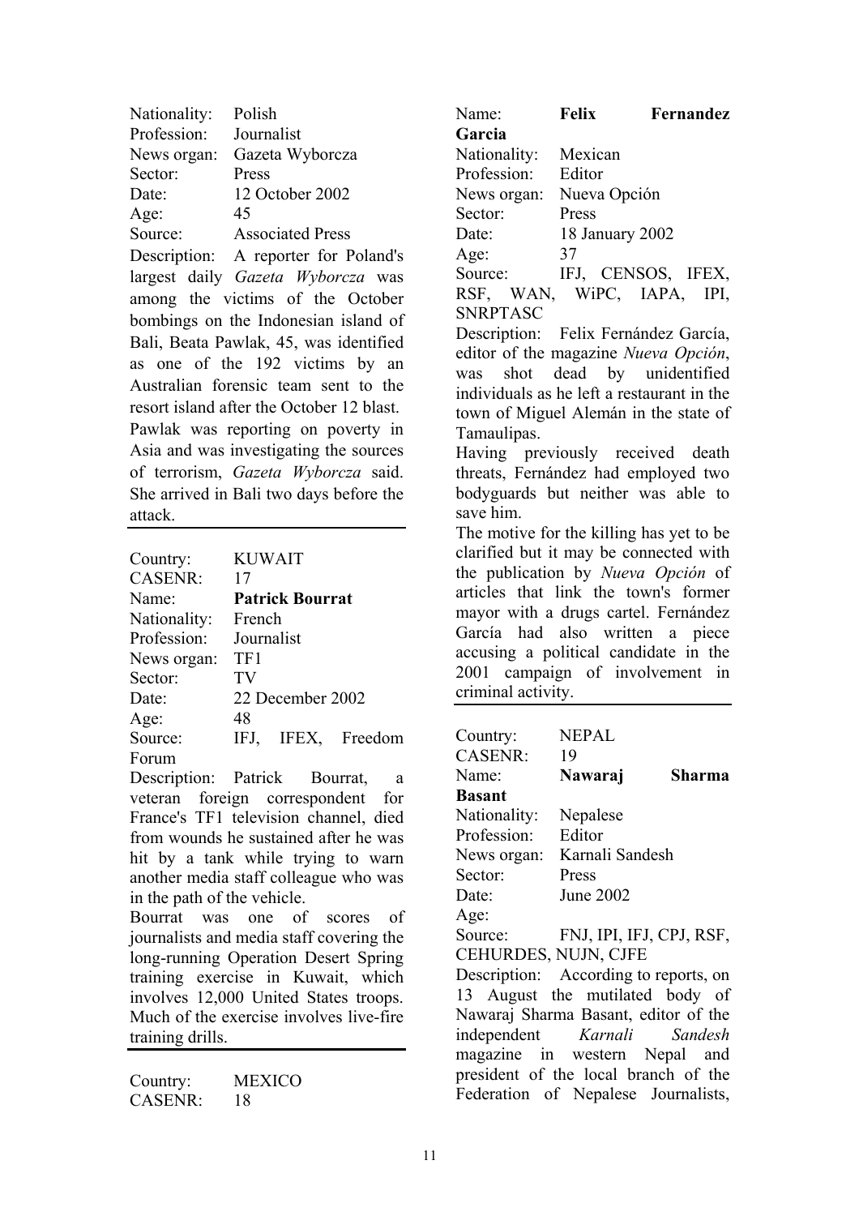Nationality: Polish
Profession: Journalist
News organ: Gazeta Wyborcza
Sector: Press
Date: 12 October 2002
Age: 45
Source: Associated Press
Description: A reporter for Poland's largest daily *Gazeta Wyborcza* was among the victims of the October bombings on the Indonesian island of Bali, Beata Pawlak, 45, was identified as one of the 192 victims by an Australian forensic team sent to the resort island after the October 12 blast.
Pawlak was reporting on poverty in Asia and was investigating the sources of terrorism, *Gazeta Wyborcza* said. She arrived in Bali two days before the attack.

---

Country: KUWAIT
CASENR: 17
Name: **Patrick Bourrat**
Nationality: French
Profession: Journalist
News organ: TF1
Sector: TV
Date: 22 December 2002
Age: 48
Source: IFJ, IFEX, Freedom Forum
Description: Patrick Bourrat, a veteran foreign correspondent for France's TF1 television channel, died from wounds he sustained after he was hit by a tank while trying to warn another media staff colleague who was in the path of the vehicle.
Bourrat was one of scores of journalists and media staff covering the long-running Operation Desert Spring training exercise in Kuwait, which involves 12,000 United States troops. Much of the exercise involves live-fire training drills.

---

Country: MEXICO
CASENR: 18
Name: **Felix Fernandez Garcia**
Nationality: Mexican
Profession: Editor
News organ: Nueva Opción
Sector: Press
Date: 18 January 2002
Age: 37
Source: IFJ, CENSOS, IFEX, RSF, WAN, WiPC, IAPA, IPI, SNRPTASC
Description: Felix Fernández García, editor of the magazine *Nueva Opción*, was shot dead by unidentified individuals as he left a restaurant in the town of Miguel Alemán in the state of Tamaulipas.
Having previously received death threats, Fernández had employed two bodyguards but neither was able to save him.
The motive for the killing has yet to be clarified but it may be connected with the publication by *Nueva Opción* of articles that link the town's former mayor with a drugs cartel. Fernández García had also written a piece accusing a political candidate in the 2001 campaign of involvement in criminal activity.

---

Country: NEPAL
CASENR: 19
Name: **Nawaraj Sharma Basant**
Nationality: Nepalese
Profession: Editor
News organ: Karnali Sandesh
Sector: Press
Date: June 2002
Age:
Source: FNJ, IPI, IFJ, CPJ, RSF, CEHURDES, NUJN, CJFE
Description: According to reports, on 13 August the mutilated body of Nawaraj Sharma Basant, editor of the independent *Karnali Sandesh* magazine in western Nepal and president of the local branch of the Federation of Nepalese Journalists,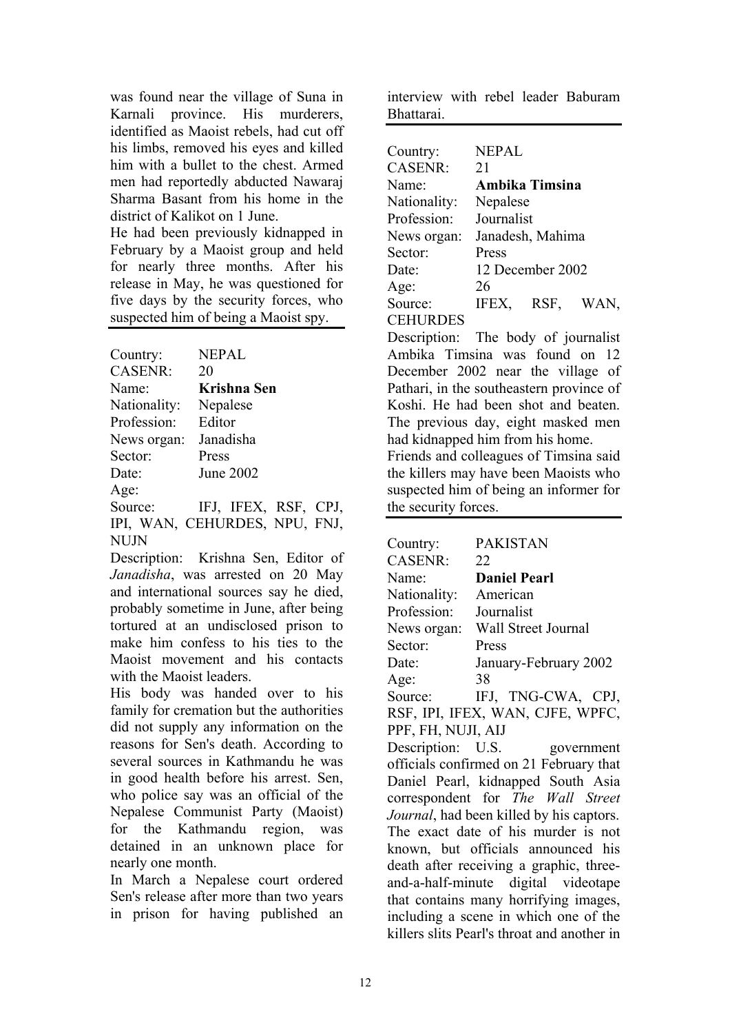was found near the village of Suna in Karnali province. His murderers, identified as Maoist rebels, had cut off his limbs, removed his eyes and killed him with a bullet to the chest. Armed men had reportedly abducted Nawaraj Sharma Basant from his home in the district of Kalikot on 1 June.

He had been previously kidnapped in February by a Maoist group and held for nearly three months. After his release in May, he was questioned for five days by the security forces, who suspected him of being a Maoist spy.

---

Country: NEPAL
CASENR: 20
Name: **Krishna Sen**
Nationality: Nepalese
Profession: Editor
News organ: Janadisha
Sector: Press
Date: June 2002
Age:
Source: IFJ, IFEX, RSF, CPJ, IPI, WAN, CEHURDES, NPU, FNJ, NUJN

Description: Krishna Sen, Editor of *Janadisha*, was arrested on 20 May and international sources say he died, probably sometime in June, after being tortured at an undisclosed prison to make him confess to his ties to the Maoist movement and his contacts with the Maoist leaders.

His body was handed over to his family for cremation but the authorities did not supply any information on the reasons for Sen's death. According to several sources in Kathmandu he was in good health before his arrest. Sen, who police say was an official of the Nepalese Communist Party (Maoist) for the Kathmandu region, was detained in an unknown place for nearly one month.

In March a Nepalese court ordered Sen's release after more than two years in prison for having published an interview with rebel leader Baburam Bhattarai.

---

Country: NEPAL
CASENR: 21
Name: **Ambika Timsina**
Nationality: Nepalese
Profession: Journalist
News organ: Janadesh, Mahima
Sector: Press
Date: 12 December 2002
Age: 26
Source: IFEX, RSF, WAN, CEHURDES

Description: The body of journalist Ambika Timsina was found on 12 December 2002 near the village of Pathari, in the southeastern province of Koshi. He had been shot and beaten. The previous day, eight masked men had kidnapped him from his home.

Friends and colleagues of Timsina said the killers may have been Maoists who suspected him of being an informer for the security forces.

---

Country: PAKISTAN
CASENR: 22
Name: **Daniel Pearl**
Nationality: American
Profession: Journalist
News organ: Wall Street Journal
Sector: Press
Date: January-February 2002
Age: 38
Source: IFJ, TNG-CWA, CPJ, RSF, IPI, IFEX, WAN, CJFE, WPFC, PPF, FH, NUJI, AIJ

Description: U.S. government officials confirmed on 21 February that Daniel Pearl, kidnapped South Asia correspondent for *The Wall Street Journal*, had been killed by his captors. The exact date of his murder is not known, but officials announced his death after receiving a graphic, three-and-a-half-minute digital videotape that contains many horrifying images, including a scene in which one of the killers slits Pearl's throat and another in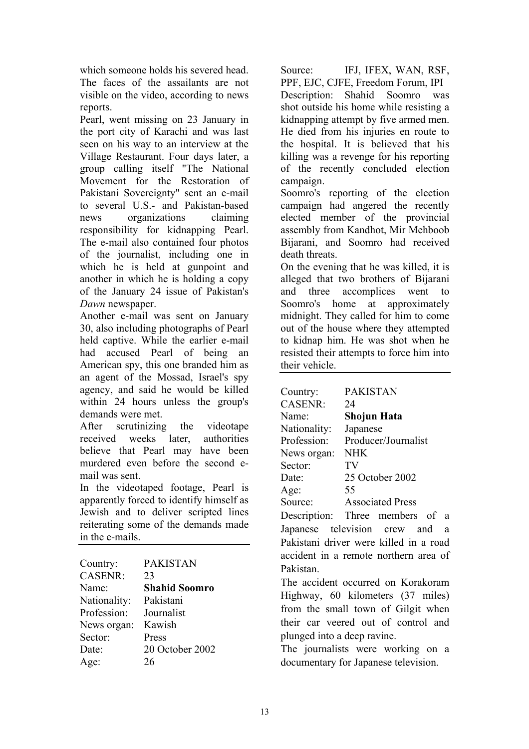which someone holds his severed head. The faces of the assailants are not visible on the video, according to news reports.

Pearl, went missing on 23 January in the port city of Karachi and was last seen on his way to an interview at the Village Restaurant. Four days later, a group calling itself "The National Movement for the Restoration of Pakistani Sovereignty" sent an e-mail to several U.S.- and Pakistan-based news organizations claiming responsibility for kidnapping Pearl. The e-mail also contained four photos of the journalist, including one in which he is held at gunpoint and another in which he is holding a copy of the January 24 issue of Pakistan's *Dawn* newspaper.

Another e-mail was sent on January 30, also including photographs of Pearl held captive. While the earlier e-mail had accused Pearl of being an American spy, this one branded him as an agent of the Mossad, Israel's spy agency, and said he would be killed within 24 hours unless the group's demands were met.

After scrutinizing the videotape received weeks later, authorities believe that Pearl may have been murdered even before the second e-mail was sent.

In the videotaped footage, Pearl is apparently forced to identify himself as Jewish and to deliver scripted lines reiterating some of the demands made in the e-mails.

---

| | |
|---|---|
| Country: | PAKISTAN |
| CASENR: | 23 |
| Name: | **Shahid Soomro** |
| Nationality: | Pakistani |
| Profession: | Journalist |
| News organ: | Kawish |
| Sector: | Press |
| Date: | 20 October 2002 |
| Age: | 26 |
| Source: | IFJ, IFEX, WAN, RSF, PPF, EJC, CJFE, Freedom Forum, IPI |

Description: Shahid Soomro was shot outside his home while resisting a kidnapping attempt by five armed men. He died from his injuries en route to the hospital. It is believed that his killing was a revenge for his reporting of the recently concluded election campaign.

Soomro's reporting of the election campaign had angered the recently elected member of the provincial assembly from Kandhot, Mir Mehboob Bijarani, and Soomro had received death threats.

On the evening that he was killed, it is alleged that two brothers of Bijarani and three accomplices went to Soomro's home at approximately midnight. They called for him to come out of the house where they attempted to kidnap him. He was shot when he resisted their attempts to force him into their vehicle.

---

| | |
|---|---|
| Country: | PAKISTAN |
| CASENR: | 24 |
| Name: | **Shojun Hata** |
| Nationality: | Japanese |
| Profession: | Producer/Journalist |
| News organ: | NHK |
| Sector: | TV |
| Date: | 25 October 2002 |
| Age: | 55 |
| Source: | Associated Press |

Description: Three members of a Japanese television crew and a Pakistani driver were killed in a road accident in a remote northern area of Pakistan.

The accident occurred on Korakoram Highway, 60 kilometers (37 miles) from the small town of Gilgit when their car veered out of control and plunged into a deep ravine.

The journalists were working on a documentary for Japanese television.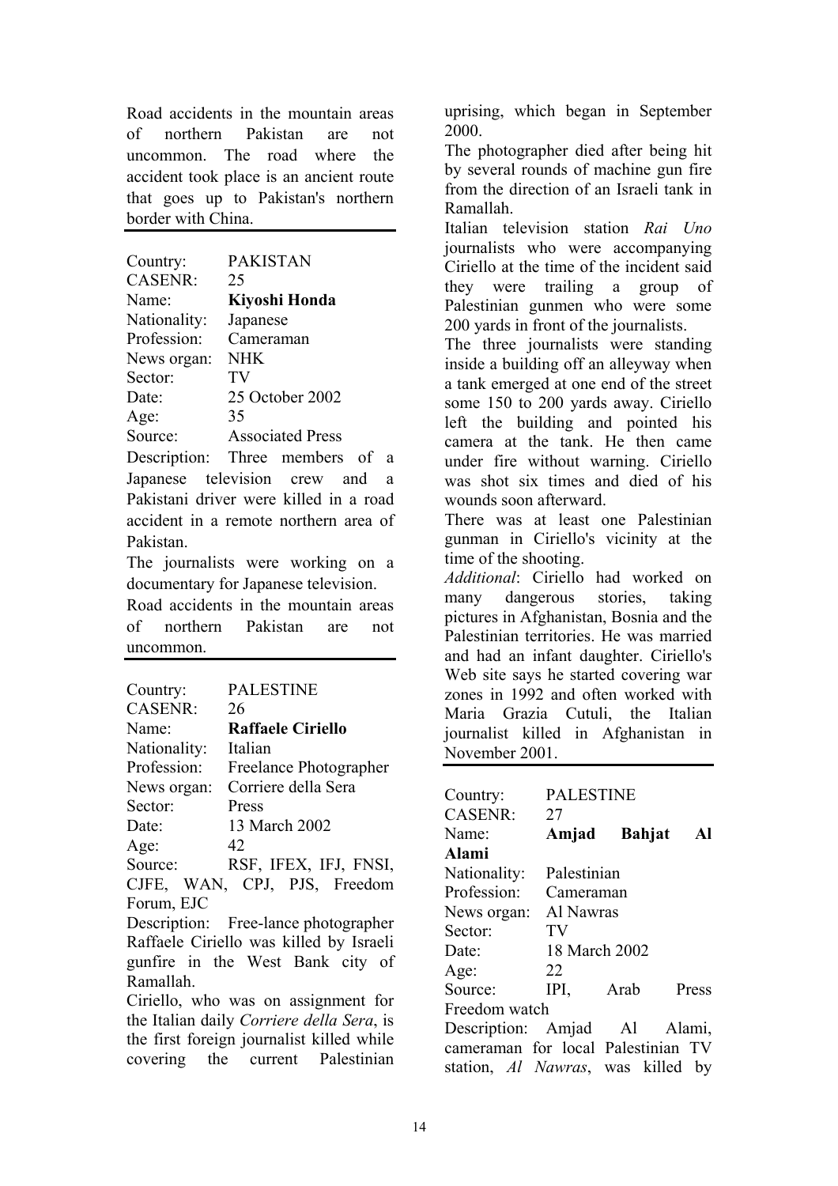Road accidents in the mountain areas of northern Pakistan are not uncommon. The road where the accident took place is an ancient route that goes up to Pakistan's northern border with China.

---

Country: PAKISTAN
CASENR: 25
Name: **Kiyoshi Honda**
Nationality: Japanese
Profession: Cameraman
News organ: NHK
Sector: TV
Date: 25 October 2002
Age: 35
Source: Associated Press
Description: Three members of a Japanese television crew and a Pakistani driver were killed in a road accident in a remote northern area of Pakistan.
The journalists were working on a documentary for Japanese television.
Road accidents in the mountain areas of northern Pakistan are not uncommon.

---

Country: PALESTINE
CASENR: 26
Name: **Raffaele Ciriello**
Nationality: Italian
Profession: Freelance Photographer
News organ: Corriere della Sera
Sector: Press
Date: 13 March 2002
Age: 42
Source: RSF, IFEX, IFJ, FNSI, CJFE, WAN, CPJ, PJS, Freedom Forum, EJC
Description: Free-lance photographer Raffaele Ciriello was killed by Israeli gunfire in the West Bank city of Ramallah.
Ciriello, who was on assignment for the Italian daily *Corriere della Sera*, is the first foreign journalist killed while covering the current Palestinian uprising, which began in September 2000.
The photographer died after being hit by several rounds of machine gun fire from the direction of an Israeli tank in Ramallah.
Italian television station *Rai Uno* journalists who were accompanying Ciriello at the time of the incident said they were trailing a group of Palestinian gunmen who were some 200 yards in front of the journalists.
The three journalists were standing inside a building off an alleyway when a tank emerged at one end of the street some 150 to 200 yards away. Ciriello left the building and pointed his camera at the tank. He then came under fire without warning. Ciriello was shot six times and died of his wounds soon afterward.
There was at least one Palestinian gunman in Ciriello's vicinity at the time of the shooting.
*Additional*: Ciriello had worked on many dangerous stories, taking pictures in Afghanistan, Bosnia and the Palestinian territories. He was married and had an infant daughter. Ciriello's Web site says he started covering war zones in 1992 and often worked with Maria Grazia Cutuli, the Italian journalist killed in Afghanistan in November 2001.

---

Country: PALESTINE
CASENR: 27
Name: **Amjad Bahjat Al Alami**
Nationality: Palestinian
Profession: Cameraman
News organ: Al Nawras
Sector: TV
Date: 18 March 2002
Age: 22
Source: IPI, Arab Press Freedom watch
Description: Amjad Al Alami, cameraman for local Palestinian TV station, *Al Nawras*, was killed by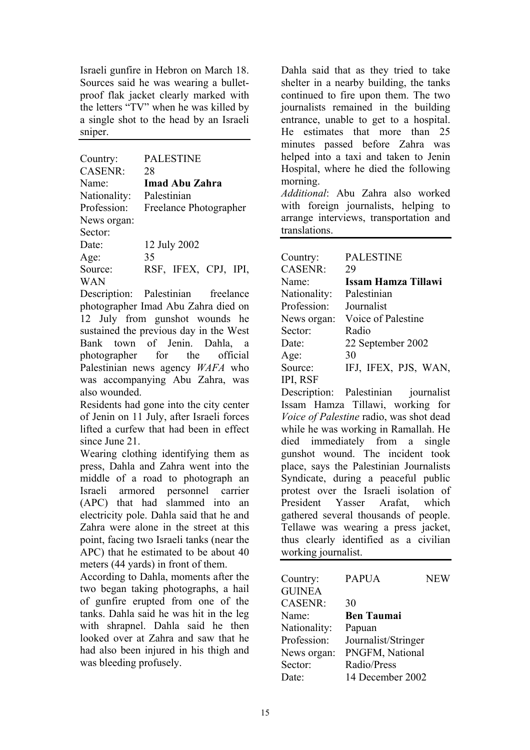Israeli gunfire in Hebron on March 18. Sources said he was wearing a bullet-proof flak jacket clearly marked with the letters "TV" when he was killed by a single shot to the head by an Israeli sniper.

---

Country: PALESTINE
CASENR: 28
Name: **Imad Abu Zahra**
Nationality: Palestinian
Profession: Freelance Photographer
News organ:
Sector:
Date: 12 July 2002
Age: 35
Source: RSF, IFEX, CPJ, IPI, WAN

Description: Palestinian freelance photographer Imad Abu Zahra died on 12 July from gunshot wounds he sustained the previous day in the West Bank town of Jenin. Dahla, a photographer for the official Palestinian news agency *WAFA* who was accompanying Abu Zahra, was also wounded.

Residents had gone into the city center of Jenin on 11 July, after Israeli forces lifted a curfew that had been in effect since June 21.

Wearing clothing identifying them as press, Dahla and Zahra went into the middle of a road to photograph an Israeli armored personnel carrier (APC) that had slammed into an electricity pole. Dahla said that he and Zahra were alone in the street at this point, facing two Israeli tanks (near the APC) that he estimated to be about 40 meters (44 yards) in front of them.

According to Dahla, moments after the two began taking photographs, a hail of gunfire erupted from one of the tanks. Dahla said he was hit in the leg with shrapnel. Dahla said he then looked over at Zahra and saw that he had also been injured in his thigh and was bleeding profusely.

Dahla said that as they tried to take shelter in a nearby building, the tanks continued to fire upon them. The two journalists remained in the building entrance, unable to get to a hospital. He estimates that more than 25 minutes passed before Zahra was helped into a taxi and taken to Jenin Hospital, where he died the following morning.

*Additional*: Abu Zahra also worked with foreign journalists, helping to arrange interviews, transportation and translations.

---

Country: PALESTINE
CASENR: 29
Name: **Issam Hamza Tillawi**
Nationality: Palestinian
Profession: Journalist
News organ: Voice of Palestine
Sector: Radio
Date: 22 September 2002
Age: 30
Source: IFJ, IFEX, PJS, WAN, IPI, RSF

Description: Palestinian journalist Issam Hamza Tillawi, working for *Voice of Palestine* radio, was shot dead while he was working in Ramallah. He died immediately from a single gunshot wound. The incident took place, says the Palestinian Journalists Syndicate, during a peaceful public protest over the Israeli isolation of President Yasser Arafat, which gathered several thousands of people. Tellawe was wearing a press jacket, thus clearly identified as a civilian working journalist.

---

Country: PAPUA NEW GUINEA
CASENR: 30
Name: **Ben Taumai**
Nationality: Papuan
Profession: Journalist/Stringer
News organ: PNGFM, National
Sector: Radio/Press
Date: 14 December 2002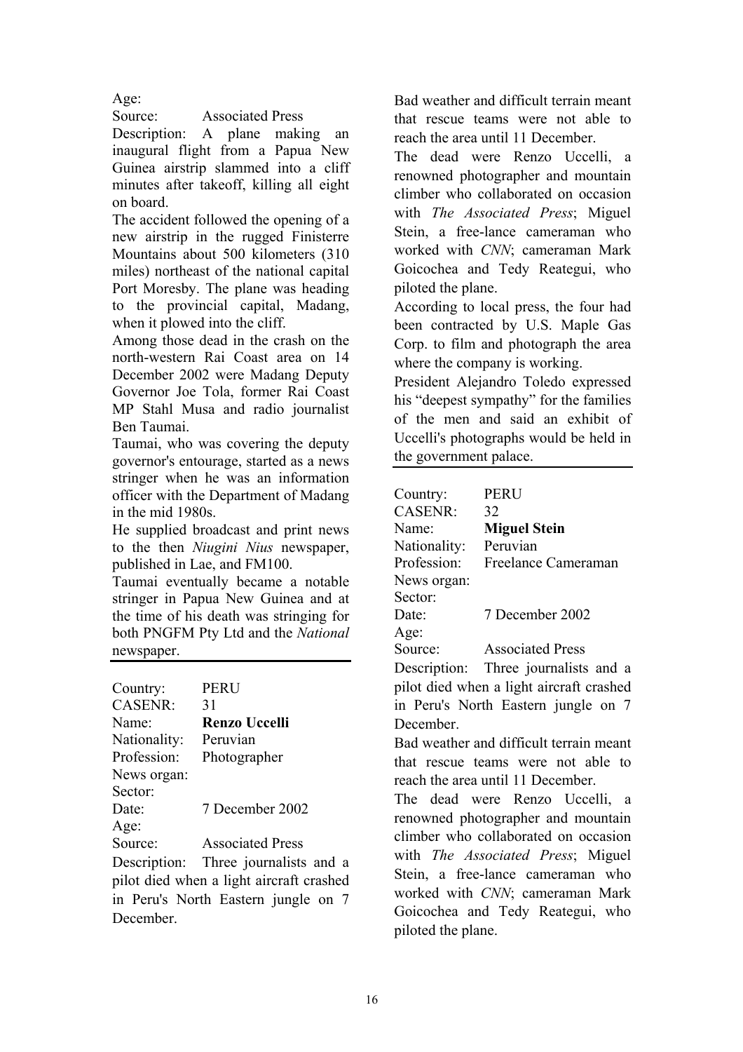Age:

Source: Associated Press

Description: A plane making an inaugural flight from a Papua New Guinea airstrip slammed into a cliff minutes after takeoff, killing all eight on board.

The accident followed the opening of a new airstrip in the rugged Finisterre Mountains about 500 kilometers (310 miles) northeast of the national capital Port Moresby. The plane was heading to the provincial capital, Madang, when it plowed into the cliff.

Among those dead in the crash on the north-western Rai Coast area on 14 December 2002 were Madang Deputy Governor Joe Tola, former Rai Coast MP Stahl Musa and radio journalist Ben Taumai.

Taumai, who was covering the deputy governor's entourage, started as a news stringer when he was an information officer with the Department of Madang in the mid 1980s.

He supplied broadcast and print news to the then *Niugini Nius* newspaper, published in Lae, and FM100.

Taumai eventually became a notable stringer in Papua New Guinea and at the time of his death was stringing for both PNGFM Pty Ltd and the *National* newspaper.

---

Country: PERU

CASENR: 31

Name: **Renzo Uccelli**

Nationality: Peruvian

Profession: Photographer

News organ:

Sector:

Date: 7 December 2002

Age:

Source: Associated Press

Description: Three journalists and a pilot died when a light aircraft crashed in Peru's North Eastern jungle on 7 December.

Bad weather and difficult terrain meant that rescue teams were not able to reach the area until 11 December.

The dead were Renzo Uccelli, a renowned photographer and mountain climber who collaborated on occasion with *The Associated Press*; Miguel Stein, a free-lance cameraman who worked with *CNN*; cameraman Mark Goicochea and Tedy Reategui, who piloted the plane.

According to local press, the four had been contracted by U.S. Maple Gas Corp. to film and photograph the area where the company is working.

President Alejandro Toledo expressed his "deepest sympathy" for the families of the men and said an exhibit of Uccelli's photographs would be held in the government palace.

---

Country: PERU

CASENR: 32

Name: **Miguel Stein**

Nationality: Peruvian

Profession: Freelance Cameraman

News organ:

Sector:

Date: 7 December 2002

Age:

Source: Associated Press

Description: Three journalists and a pilot died when a light aircraft crashed in Peru's North Eastern jungle on 7 December.

Bad weather and difficult terrain meant that rescue teams were not able to reach the area until 11 December.

The dead were Renzo Uccelli, a renowned photographer and mountain climber who collaborated on occasion with *The Associated Press*; Miguel Stein, a free-lance cameraman who worked with *CNN*; cameraman Mark Goicochea and Tedy Reategui, who piloted the plane.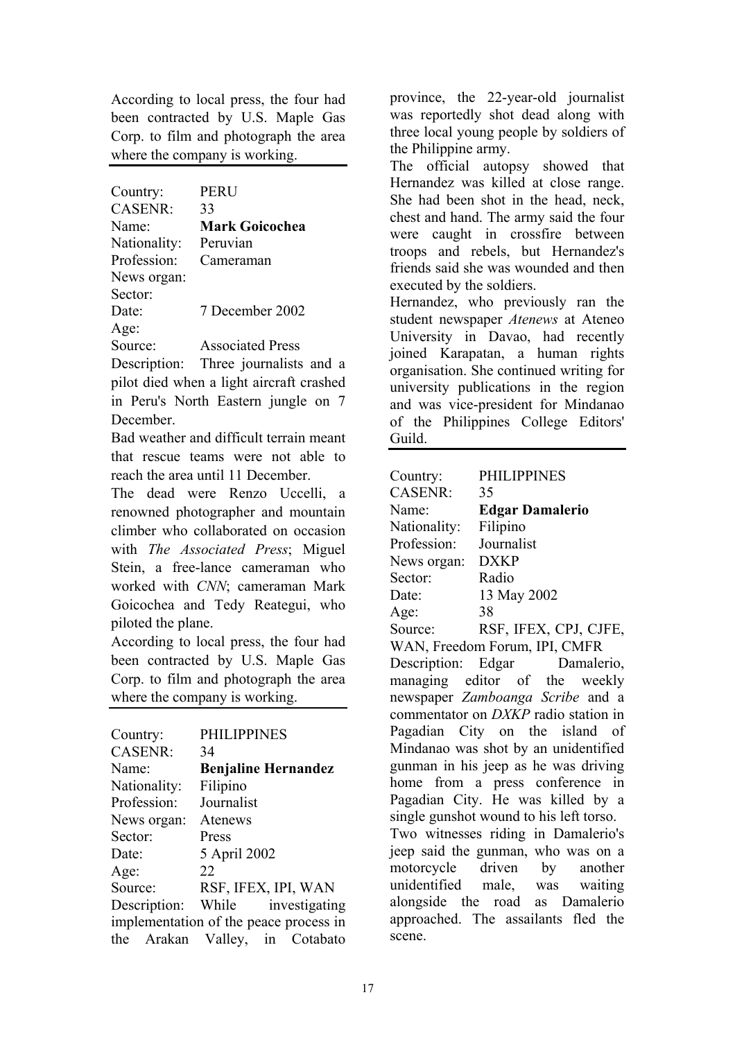According to local press, the four had been contracted by U.S. Maple Gas Corp. to film and photograph the area where the company is working.

---

Country: PERU
CASENR: 33
Name: **Mark Goicochea**
Nationality: Peruvian
Profession: Cameraman
News organ:
Sector:
Date: 7 December 2002
Age:
Source: Associated Press
Description: Three journalists and a pilot died when a light aircraft crashed in Peru's North Eastern jungle on 7 December.

Bad weather and difficult terrain meant that rescue teams were not able to reach the area until 11 December.

The dead were Renzo Uccelli, a renowned photographer and mountain climber who collaborated on occasion with *The Associated Press*; Miguel Stein, a free-lance cameraman who worked with *CNN*; cameraman Mark Goicochea and Tedy Reategui, who piloted the plane.

According to local press, the four had been contracted by U.S. Maple Gas Corp. to film and photograph the area where the company is working.

---

Country: PHILIPPINES
CASENR: 34
Name: **Benjaline Hernandez**
Nationality: Filipino
Profession: Journalist
News organ: Atenews
Sector: Press
Date: 5 April 2002
Age: 22
Source: RSF, IFEX, IPI, WAN
Description: While investigating implementation of the peace process in the Arakan Valley, in Cotabato province, the 22-year-old journalist was reportedly shot dead along with three local young people by soldiers of the Philippine army.

The official autopsy showed that Hernandez was killed at close range. She had been shot in the head, neck, chest and hand. The army said the four were caught in crossfire between troops and rebels, but Hernandez's friends said she was wounded and then executed by the soldiers.

Hernandez, who previously ran the student newspaper *Atenews* at Ateneo University in Davao, had recently joined Karapatan, a human rights organisation. She continued writing for university publications in the region and was vice-president for Mindanao of the Philippines College Editors' Guild.

---

Country: PHILIPPINES
CASENR: 35
Name: **Edgar Damalerio**
Nationality: Filipino
Profession: Journalist
News organ: DXKP
Sector: Radio
Date: 13 May 2002
Age: 38
Source: RSF, IFEX, CPJ, CJFE, WAN, Freedom Forum, IPI, CMFR
Description: Edgar Damalerio, managing editor of the weekly newspaper *Zamboanga Scribe* and a commentator on *DXKP* radio station in Pagadian City on the island of Mindanao was shot by an unidentified gunman in his jeep as he was driving home from a press conference in Pagadian City. He was killed by a single gunshot wound to his left torso.

Two witnesses riding in Damalerio's jeep said the gunman, who was on a motorcycle driven by another unidentified male, was waiting alongside the road as Damalerio approached. The assailants fled the scene.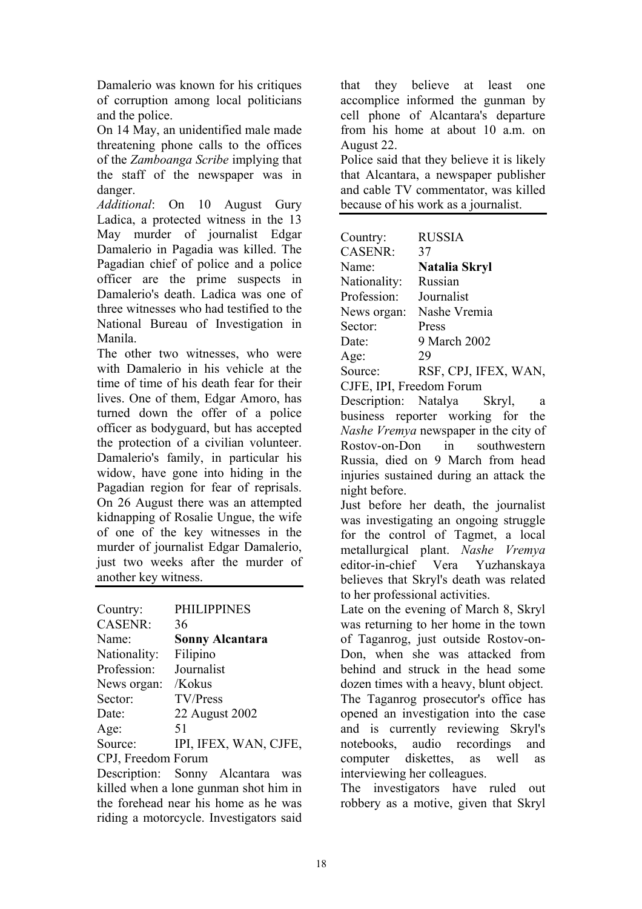Damalerio was known for his critiques of corruption among local politicians and the police.

On 14 May, an unidentified male made threatening phone calls to the offices of the *Zamboanga Scribe* implying that the staff of the newspaper was in danger.

*Additional*: On 10 August Gury Ladica, a protected witness in the 13 May murder of journalist Edgar Damalerio in Pagadia was killed. The Pagadian chief of police and a police officer are the prime suspects in Damalerio's death. Ladica was one of three witnesses who had testified to the National Bureau of Investigation in Manila.

The other two witnesses, who were with Damalerio in his vehicle at the time of time of his death fear for their lives. One of them, Edgar Amoro, has turned down the offer of a police officer as bodyguard, but has accepted the protection of a civilian volunteer. Damalerio's family, in particular his widow, have gone into hiding in the Pagadian region for fear of reprisals. On 26 August there was an attempted kidnapping of Rosalie Ungue, the wife of one of the key witnesses in the murder of journalist Edgar Damalerio, just two weeks after the murder of another key witness.

---

Country: PHILIPPINES
CASENR: 36
Name: **Sonny Alcantara**
Nationality: Filipino
Profession: Journalist
News organ: /Kokus
Sector: TV/Press
Date: 22 August 2002
Age: 51
Source: IPI, IFEX, WAN, CJFE, CPJ, Freedom Forum

Description: Sonny Alcantara was killed when a lone gunman shot him in the forehead near his home as he was riding a motorcycle. Investigators said that they believe at least one accomplice informed the gunman by cell phone of Alcantara's departure from his home at about 10 a.m. on August 22.

Police said that they believe it is likely that Alcantara, a newspaper publisher and cable TV commentator, was killed because of his work as a journalist.

---

Country: RUSSIA
CASENR: 37
Name: **Natalia Skryl**
Nationality: Russian
Profession: Journalist
News organ: Nashe Vremia
Sector: Press
Date: 9 March 2002
Age: 29
Source: RSF, CPJ, IFEX, WAN, CJFE, IPI, Freedom Forum

Description: Natalya Skryl, a business reporter working for the *Nashe Vremya* newspaper in the city of Rostov-on-Don in southwestern Russia, died on 9 March from head injuries sustained during an attack the night before.

Just before her death, the journalist was investigating an ongoing struggle for the control of Tagmet, a local metallurgical plant. *Nashe Vremya* editor-in-chief Vera Yuzhanskaya believes that Skryl's death was related to her professional activities.

Late on the evening of March 8, Skryl was returning to her home in the town of Taganrog, just outside Rostov-on-Don, when she was attacked from behind and struck in the head some dozen times with a heavy, blunt object. The Taganrog prosecutor's office has opened an investigation into the case and is currently reviewing Skryl's notebooks, audio recordings and computer diskettes, as well as interviewing her colleagues.

The investigators have ruled out robbery as a motive, given that Skryl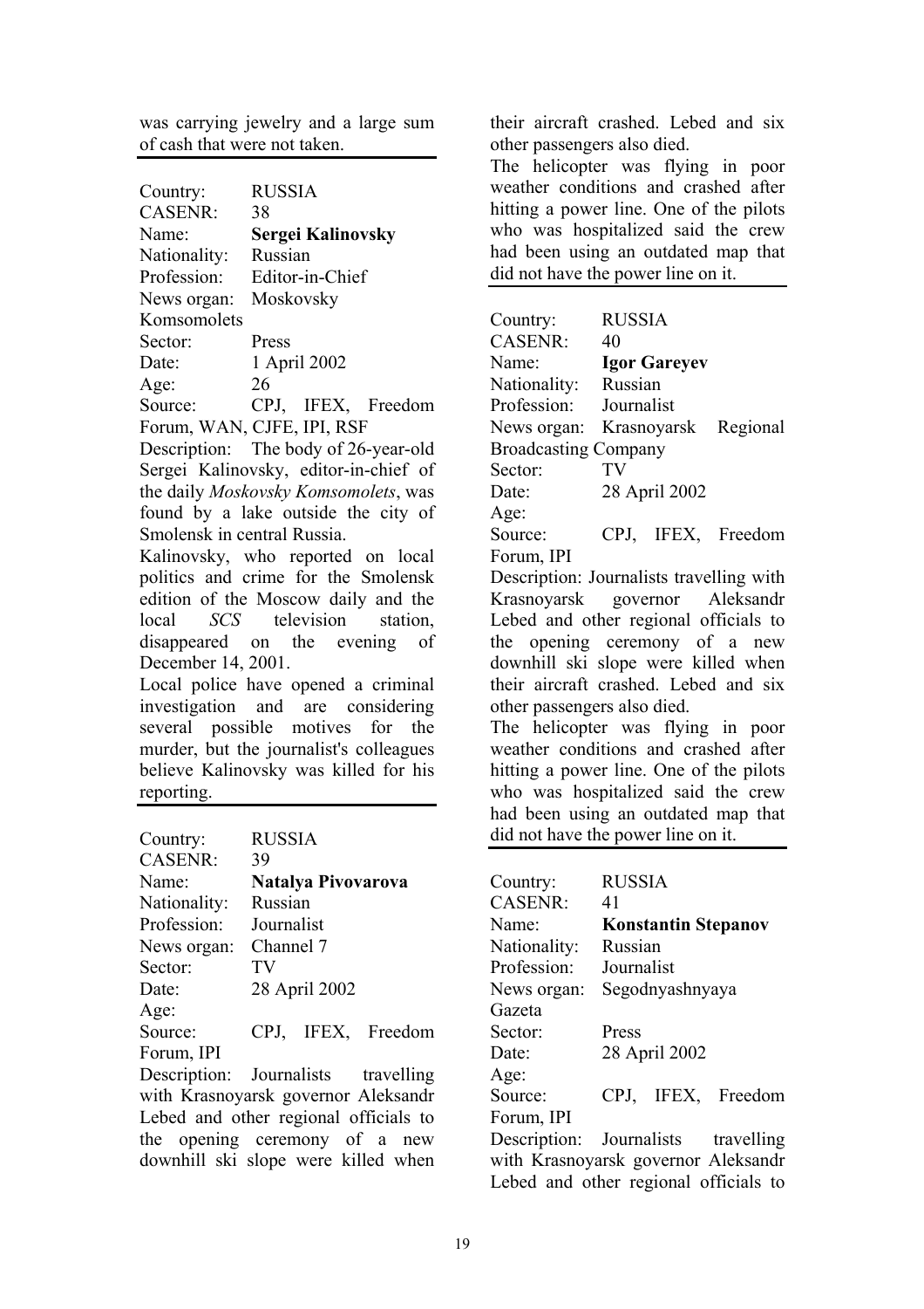was carrying jewelry and a large sum of cash that were not taken.

---

Country: RUSSIA
CASENR: 38
Name: **Sergei Kalinovsky**
Nationality: Russian
Profession: Editor-in-Chief
News organ: Moskovsky Komsomolets
Sector: Press
Date: 1 April 2002
Age: 26
Source: CPJ, IFEX, Freedom Forum, WAN, CJFE, IPI, RSF
Description: The body of 26-year-old Sergei Kalinovsky, editor-in-chief of the daily *Moskovsky Komsomolets*, was found by a lake outside the city of Smolensk in central Russia.
Kalinovsky, who reported on local politics and crime for the Smolensk edition of the Moscow daily and the local *SCS* television station, disappeared on the evening of December 14, 2001.
Local police have opened a criminal investigation and are considering several possible motives for the murder, but the journalist's colleagues believe Kalinovsky was killed for his reporting.

---

Country: RUSSIA
CASENR: 39
Name: **Natalya Pivovarova**
Nationality: Russian
Profession: Journalist
News organ: Channel 7
Sector: TV
Date: 28 April 2002
Age:
Source: CPJ, IFEX, Freedom Forum, IPI
Description: Journalists travelling with Krasnoyarsk governor Aleksandr Lebed and other regional officials to the opening ceremony of a new downhill ski slope were killed when their aircraft crashed. Lebed and six other passengers also died.
The helicopter was flying in poor weather conditions and crashed after hitting a power line. One of the pilots who was hospitalized said the crew had been using an outdated map that did not have the power line on it.

---

Country: RUSSIA
CASENR: 40
Name: **Igor Gareyev**
Nationality: Russian
Profession: Journalist
News organ: Krasnoyarsk Regional Broadcasting Company
Sector: TV
Date: 28 April 2002
Age:
Source: CPJ, IFEX, Freedom Forum, IPI
Description: Journalists travelling with Krasnoyarsk governor Aleksandr Lebed and other regional officials to the opening ceremony of a new downhill ski slope were killed when their aircraft crashed. Lebed and six other passengers also died.
The helicopter was flying in poor weather conditions and crashed after hitting a power line. One of the pilots who was hospitalized said the crew had been using an outdated map that did not have the power line on it.

---

Country: RUSSIA
CASENR: 41
Name: **Konstantin Stepanov**
Nationality: Russian
Profession: Journalist
News organ: Segodnyashnyaya Gazeta
Sector: Press
Date: 28 April 2002
Age:
Source: CPJ, IFEX, Freedom Forum, IPI
Description: Journalists travelling with Krasnoyarsk governor Aleksandr Lebed and other regional officials to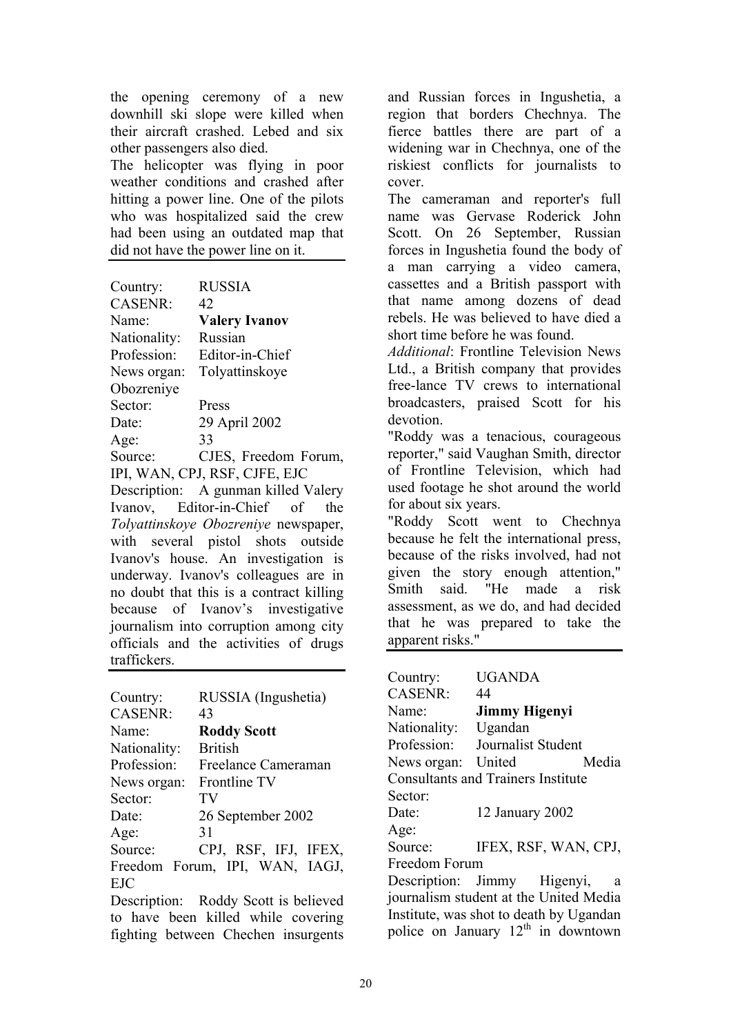the opening ceremony of a new downhill ski slope were killed when their aircraft crashed. Lebed and six other passengers also died.

The helicopter was flying in poor weather conditions and crashed after hitting a power line. One of the pilots who was hospitalized said the crew had been using an outdated map that did not have the power line on it.

---

Country: RUSSIA
CASENR: 42
Name: **Valery Ivanov**
Nationality: Russian
Profession: Editor-in-Chief
News organ: Tolyattinskoye Obozreniye
Sector: Press
Date: 29 April 2002
Age: 33
Source: CJES, Freedom Forum, IPI, WAN, CPJ, RSF, CJFE, EJC

Description: A gunman killed Valery Ivanov, Editor-in-Chief of the *Tolyattinskoye Obozreniye* newspaper, with several pistol shots outside Ivanov's house. An investigation is underway. Ivanov's colleagues are in no doubt that this is a contract killing because of Ivanov's investigative journalism into corruption among city officials and the activities of drugs traffickers.

---

Country: RUSSIA (Ingushetia)
CASENR: 43
Name: **Roddy Scott**
Nationality: British
Profession: Freelance Cameraman
News organ: Frontline TV
Sector: TV
Date: 26 September 2002
Age: 31
Source: CPJ, RSF, IFJ, IFEX, Freedom Forum, IPI, WAN, IAGJ, EJC

Description: Roddy Scott is believed to have been killed while covering fighting between Chechen insurgents and Russian forces in Ingushetia, a region that borders Chechnya. The fierce battles there are part of a widening war in Chechnya, one of the riskiest conflicts for journalists to cover.

The cameraman and reporter's full name was Gervase Roderick John Scott. On 26 September, Russian forces in Ingushetia found the body of a man carrying a video camera, cassettes and a British passport with that name among dozens of dead rebels. He was believed to have died a short time before he was found.

*Additional*: Frontline Television News Ltd., a British company that provides free-lance TV crews to international broadcasters, praised Scott for his devotion.

"Roddy was a tenacious, courageous reporter," said Vaughan Smith, director of Frontline Television, which had used footage he shot around the world for about six years.

"Roddy Scott went to Chechnya because he felt the international press, because of the risks involved, had not given the story enough attention," Smith said. "He made a risk assessment, as we do, and had decided that he was prepared to take the apparent risks."

---

Country: UGANDA
CASENR: 44
Name: **Jimmy Higenyi**
Nationality: Ugandan
Profession: Journalist Student
News organ: United Media Consultants and Trainers Institute
Sector:
Date: 12 January 2002
Age:
Source: IFEX, RSF, WAN, CPJ, Freedom Forum

Description: Jimmy Higenyi, a journalism student at the United Media Institute, was shot to death by Ugandan police on January 12th in downtown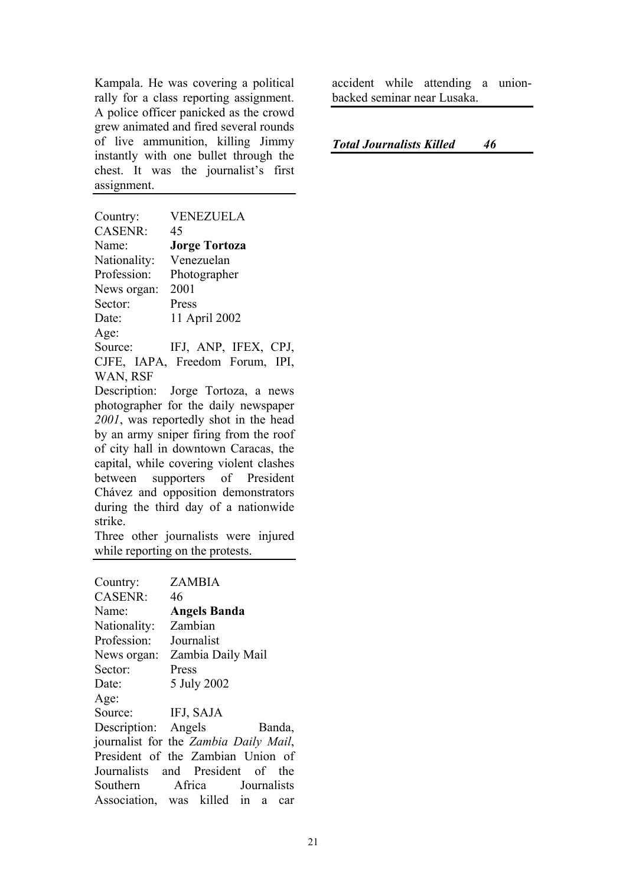Kampala. He was covering a political rally for a class reporting assignment. A police officer panicked as the crowd grew animated and fired several rounds of live ammunition, killing Jimmy instantly with one bullet through the chest. It was the journalist's first assignment.

---

Country: VENEZUELA
CASENR: 45
Name: **Jorge Tortoza**
Nationality: Venezuelan
Profession: Photographer
News organ: 2001
Sector: Press
Date: 11 April 2002
Age:
Source: IFJ, ANP, IFEX, CPJ, CJFE, IAPA, Freedom Forum, IPI, WAN, RSF
Description: Jorge Tortoza, a news photographer for the daily newspaper *2001*, was reportedly shot in the head by an army sniper firing from the roof of city hall in downtown Caracas, the capital, while covering violent clashes between supporters of President Chávez and opposition demonstrators during the third day of a nationwide strike.
Three other journalists were injured while reporting on the protests.

---

Country: ZAMBIA
CASENR: 46
Name: **Angels Banda**
Nationality: Zambian
Profession: Journalist
News organ: Zambia Daily Mail
Sector: Press
Date: 5 July 2002
Age:
Source: IFJ, SAJA
Description: Angels Banda, journalist for the *Zambia Daily Mail*, President of the Zambian Union of Journalists and President of the Southern Africa Journalists Association, was killed in a car accident while attending a union-backed seminar near Lusaka.

---

***Total Journalists Killed 46***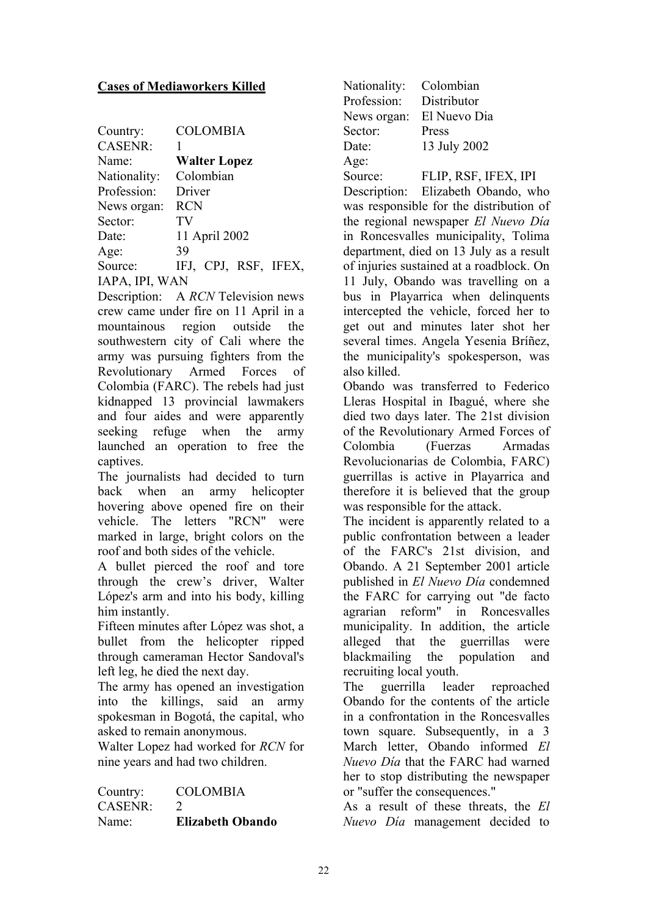**Cases of Mediaworkers Killed**

Country: COLOMBIA
CASENR: 1
Name: **Walter Lopez**
Nationality: Colombian
Profession: Driver
News organ: RCN
Sector: TV
Date: 11 April 2002
Age: 39
Source: IFJ, CPJ, RSF, IFEX, IAPA, IPI, WAN

Description: A *RCN* Television news crew came under fire on 11 April in a mountainous region outside the southwestern city of Cali where the army was pursuing fighters from the Revolutionary Armed Forces of Colombia (FARC). The rebels had just kidnapped 13 provincial lawmakers and four aides and were apparently seeking refuge when the army launched an operation to free the captives.

The journalists had decided to turn back when an army helicopter hovering above opened fire on their vehicle. The letters "RCN" were marked in large, bright colors on the roof and both sides of the vehicle.

A bullet pierced the roof and tore through the crew's driver, Walter López's arm and into his body, killing him instantly.

Fifteen minutes after López was shot, a bullet from the helicopter ripped through cameraman Hector Sandoval's left leg, he died the next day.

The army has opened an investigation into the killings, said an army spokesman in Bogotá, the capital, who asked to remain anonymous.

Walter Lopez had worked for *RCN* for nine years and had two children.

Country: COLOMBIA
CASENR: 2
Name: **Elizabeth Obando**
Nationality: Colombian
Profession: Distributor
News organ: El Nuevo Dia
Sector: Press
Date: 13 July 2002
Age:
Source: FLIP, RSF, IFEX, IPI

Description: Elizabeth Obando, who was responsible for the distribution of the regional newspaper *El Nuevo Día* in Roncesvalles municipality, Tolima department, died on 13 July as a result of injuries sustained at a roadblock. On 11 July, Obando was travelling on a bus in Playarrica when delinquents intercepted the vehicle, forced her to get out and minutes later shot her several times. Angela Yesenia Bríñez, the municipality's spokesperson, was also killed.

Obando was transferred to Federico Lleras Hospital in Ibagué, where she died two days later. The 21st division of the Revolutionary Armed Forces of Colombia (Fuerzas Armadas Revolucionarias de Colombia, FARC) guerrillas is active in Playarrica and therefore it is believed that the group was responsible for the attack.

The incident is apparently related to a public confrontation between a leader of the FARC's 21st division, and Obando. A 21 September 2001 article published in *El Nuevo Día* condemned the FARC for carrying out "de facto agrarian reform" in Roncesvalles municipality. In addition, the article alleged that the guerrillas were blackmailing the population and recruiting local youth.

The guerrilla leader reproached Obando for the contents of the article in a confrontation in the Roncesvalles town square. Subsequently, in a 3 March letter, Obando informed *El Nuevo Día* that the FARC had warned her to stop distributing the newspaper or "suffer the consequences."

As a result of these threats, the *El Nuevo Día* management decided to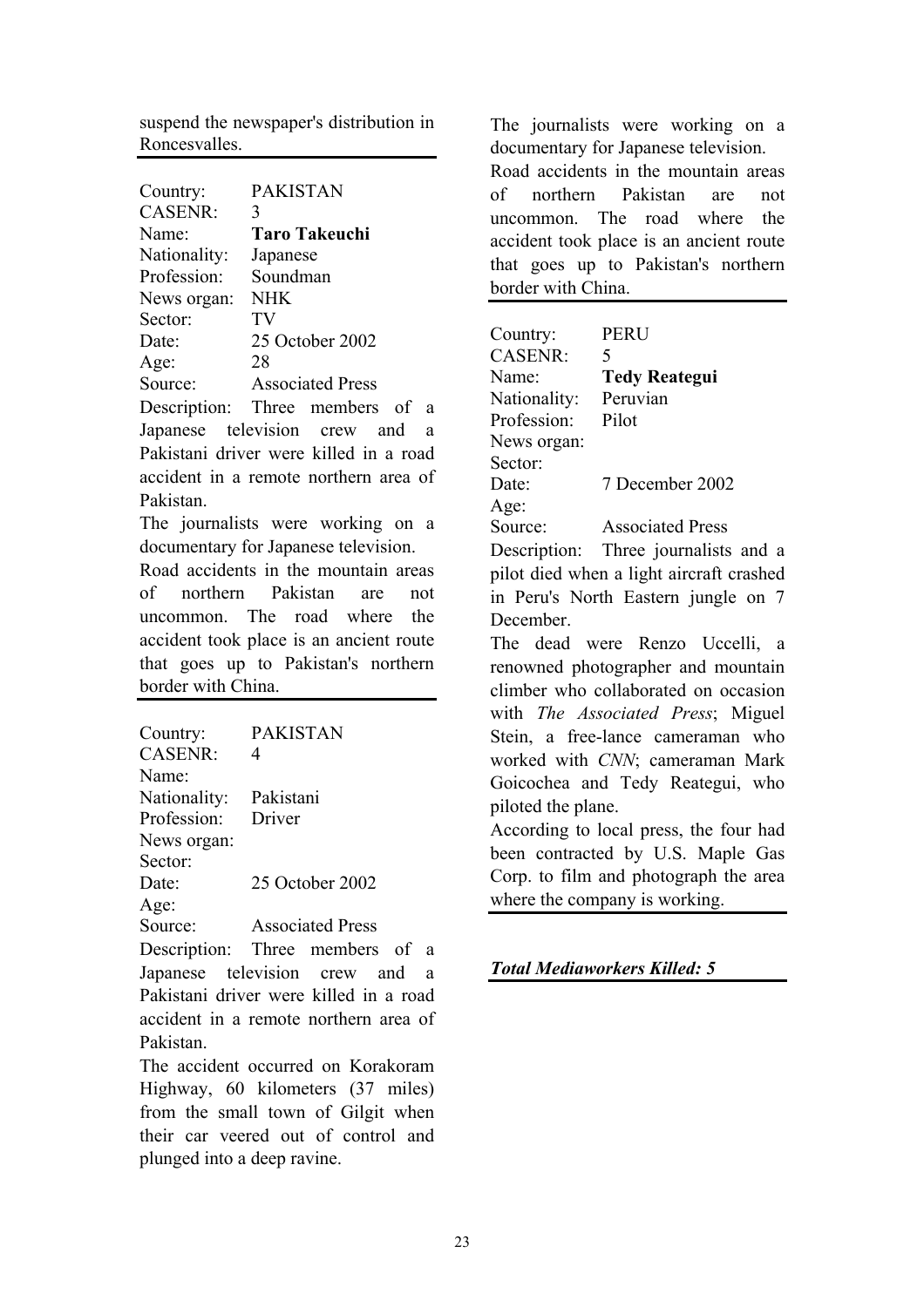suspend the newspaper's distribution in Roncesvalles.

---

Country: PAKISTAN
CASENR: 3
Name: **Taro Takeuchi**
Nationality: Japanese
Profession: Soundman
News organ: NHK
Sector: TV
Date: 25 October 2002
Age: 28
Source: Associated Press

Description: Three members of a Japanese television crew and a Pakistani driver were killed in a road accident in a remote northern area of Pakistan.

The journalists were working on a documentary for Japanese television.

Road accidents in the mountain areas of northern Pakistan are not uncommon. The road where the accident took place is an ancient route that goes up to Pakistan's northern border with China.

---

Country: PAKISTAN
CASENR: 4
Name:
Nationality: Pakistani
Profession: Driver
News organ:
Sector:
Date: 25 October 2002
Age:
Source: Associated Press

Description: Three members of a Japanese television crew and a Pakistani driver were killed in a road accident in a remote northern area of Pakistan.

The accident occurred on Korakoram Highway, 60 kilometers (37 miles) from the small town of Gilgit when their car veered out of control and plunged into a deep ravine.

The journalists were working on a documentary for Japanese television.

Road accidents in the mountain areas of northern Pakistan are not uncommon. The road where the accident took place is an ancient route that goes up to Pakistan's northern border with China.

---

Country: PERU
CASENR: 5
Name: **Tedy Reategui**
Nationality: Peruvian
Profession: Pilot
News organ:
Sector:
Date: 7 December 2002
Age:
Source: Associated Press

Description: Three journalists and a pilot died when a light aircraft crashed in Peru's North Eastern jungle on 7 December.

The dead were Renzo Uccelli, a renowned photographer and mountain climber who collaborated on occasion with *The Associated Press*; Miguel Stein, a free-lance cameraman who worked with *CNN*; cameraman Mark Goicochea and Tedy Reategui, who piloted the plane.

According to local press, the four had been contracted by U.S. Maple Gas Corp. to film and photograph the area where the company is working.

---

***Total Mediaworkers Killed: 5***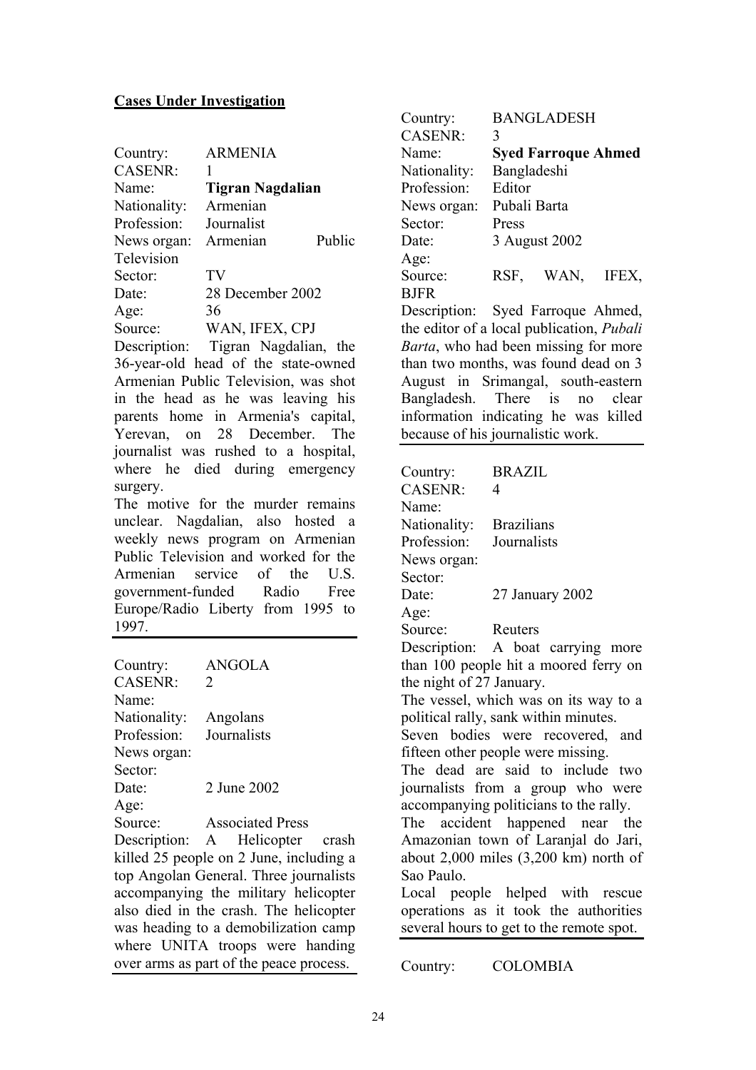## Cases Under Investigation

Country: ARMENIA
CASENR: 1
Name: **Tigran Nagdalian**
Nationality: Armenian
Profession: Journalist
News organ: Armenian Public Television
Sector: TV
Date: 28 December 2002
Age: 36
Source: WAN, IFEX, CPJ
Description: Tigran Nagdalian, the 36-year-old head of the state-owned Armenian Public Television, was shot in the head as he was leaving his parents home in Armenia's capital, Yerevan, on 28 December. The journalist was rushed to a hospital, where he died during emergency surgery.
The motive for the murder remains unclear. Nagdalian, also hosted a weekly news program on Armenian Public Television and worked for the Armenian service of the U.S. government-funded Radio Free Europe/Radio Liberty from 1995 to 1997.

---

Country: ANGOLA
CASENR: 2
Name:
Nationality: Angolans
Profession: Journalists
News organ:
Sector:
Date: 2 June 2002
Age:
Source: Associated Press
Description: A Helicopter crash killed 25 people on 2 June, including a top Angolan General. Three journalists accompanying the military helicopter also died in the crash. The helicopter was heading to a demobilization camp where UNITA troops were handing over arms as part of the peace process.

---

Country: BANGLADESH
CASENR: 3
Name: **Syed Farroque Ahmed**
Nationality: Bangladeshi
Profession: Editor
News organ: Pubali Barta
Sector: Press
Date: 3 August 2002
Age:
Source: RSF, WAN, IFEX, BJFR
Description: Syed Farroque Ahmed, the editor of a local publication, *Pubali Barta*, who had been missing for more than two months, was found dead on 3 August in Srimangal, south-eastern Bangladesh. There is no clear information indicating he was killed because of his journalistic work.

---

Country: BRAZIL
CASENR: 4
Name:
Nationality: Brazilians
Profession: Journalists
News organ:
Sector:
Date: 27 January 2002
Age:
Source: Reuters
Description: A boat carrying more than 100 people hit a moored ferry on the night of 27 January.
The vessel, which was on its way to a political rally, sank within minutes.
Seven bodies were recovered, and fifteen other people were missing.
The dead are said to include two journalists from a group who were accompanying politicians to the rally.
The accident happened near the Amazonian town of Laranjal do Jari, about 2,000 miles (3,200 km) north of Sao Paulo.
Local people helped with rescue operations as it took the authorities several hours to get to the remote spot.

---

Country: COLOMBIA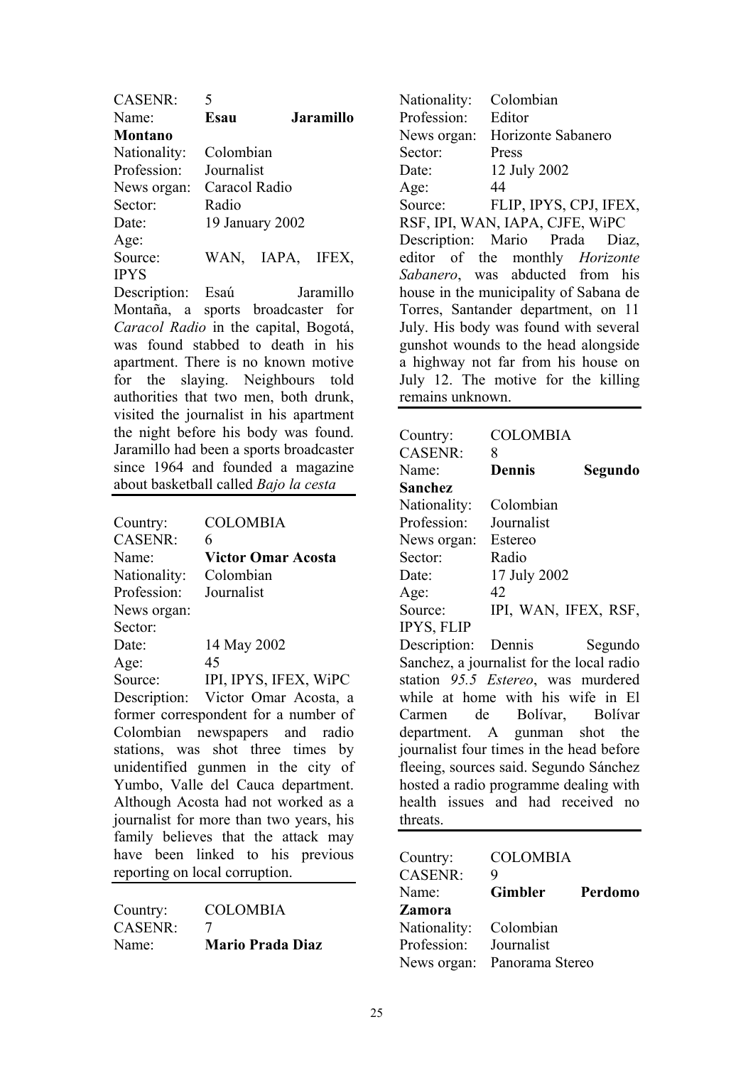CASENR: 5
Name: **Esau Jaramillo Montano**
Nationality: Colombian
Profession: Journalist
News organ: Caracol Radio
Sector: Radio
Date: 19 January 2002
Age:
Source: WAN, IAPA, IFEX, IPYS
Description: Esaú Jaramillo Montaña, a sports broadcaster for *Caracol Radio* in the capital, Bogotá, was found stabbed to death in his apartment. There is no known motive for the slaying. Neighbours told authorities that two men, both drunk, visited the journalist in his apartment the night before his body was found. Jaramillo had been a sports broadcaster since 1964 and founded a magazine about basketball called *Bajo la cesta*

---

Country: COLOMBIA
CASENR: 6
Name: **Victor Omar Acosta**
Nationality: Colombian
Profession: Journalist
News organ:
Sector:
Date: 14 May 2002
Age: 45
Source: IPI, IPYS, IFEX, WiPC
Description: Victor Omar Acosta, a former correspondent for a number of Colombian newspapers and radio stations, was shot three times by unidentified gunmen in the city of Yumbo, Valle del Cauca department. Although Acosta had not worked as a journalist for more than two years, his family believes that the attack may have been linked to his previous reporting on local corruption.

---

Country: COLOMBIA
CASENR: 7
Name: **Mario Prada Diaz**
Nationality: Colombian
Profession: Editor
News organ: Horizonte Sabanero
Sector: Press
Date: 12 July 2002
Age: 44
Source: FLIP, IPYS, CPJ, IFEX, RSF, IPI, WAN, IAPA, CJFE, WiPC
Description: Mario Prada Diaz, editor of the monthly *Horizonte Sabanero*, was abducted from his house in the municipality of Sabana de Torres, Santander department, on 11 July. His body was found with several gunshot wounds to the head alongside a highway not far from his house on July 12. The motive for the killing remains unknown.

---

Country: COLOMBIA
CASENR: 8
Name: **Dennis Segundo Sanchez**
Nationality: Colombian
Profession: Journalist
News organ: Estereo
Sector: Radio
Date: 17 July 2002
Age: 42
Source: IPI, WAN, IFEX, RSF, IPYS, FLIP
Description: Dennis Segundo Sanchez, a journalist for the local radio station *95.5 Estereo*, was murdered while at home with his wife in El Carmen de Bolívar, Bolívar department. A gunman shot the journalist four times in the head before fleeing, sources said. Segundo Sánchez hosted a radio programme dealing with health issues and had received no threats.

---

Country: COLOMBIA
CASENR: 9
Name: **Gimbler Perdomo Zamora**
Nationality: Colombian
Profession: Journalist
News organ: Panorama Stereo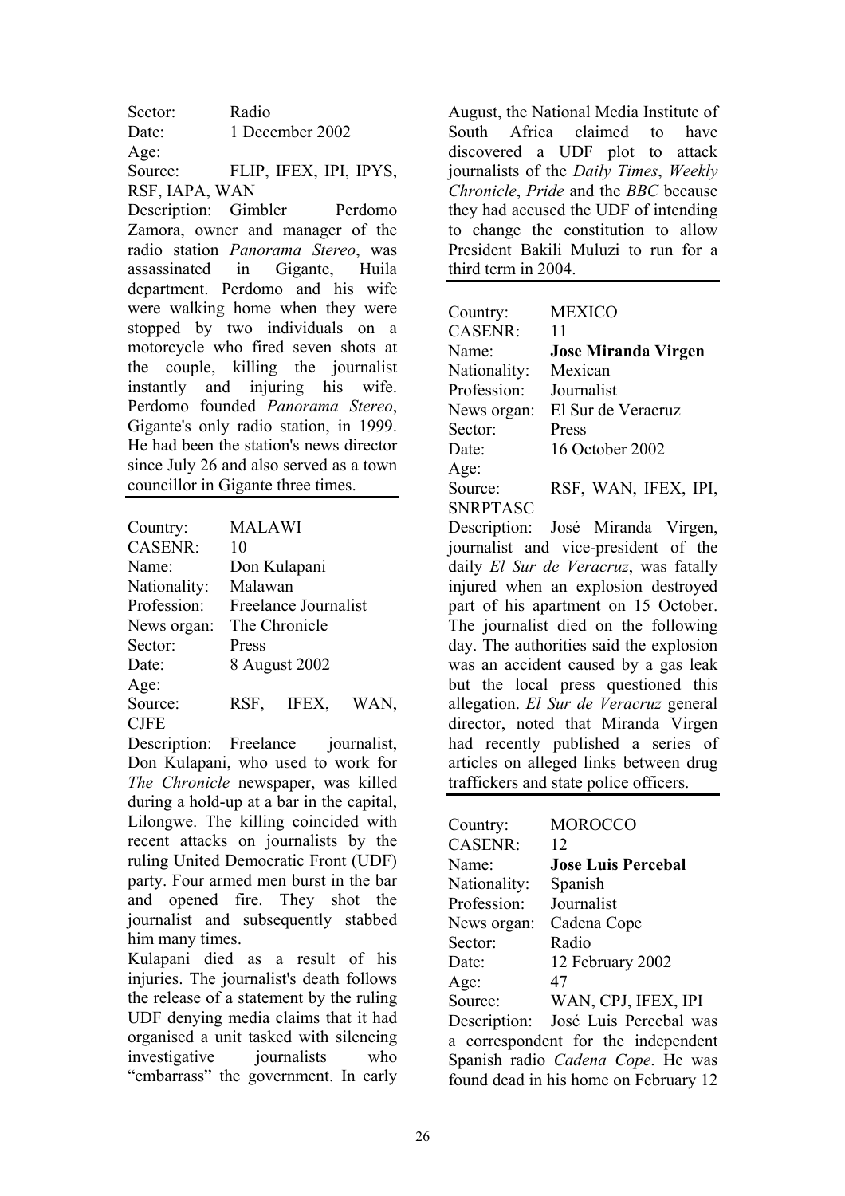Sector: Radio
Date: 1 December 2002
Age:
Source: FLIP, IFEX, IPI, IPYS, RSF, IAPA, WAN
Description: Gimbler Perdomo Zamora, owner and manager of the radio station *Panorama Stereo*, was assassinated in Gigante, Huila department. Perdomo and his wife were walking home when they were stopped by two individuals on a motorcycle who fired seven shots at the couple, killing the journalist instantly and injuring his wife. Perdomo founded *Panorama Stereo*, Gigante's only radio station, in 1999. He had been the station's news director since July 26 and also served as a town councillor in Gigante three times.

---

Country: MALAWI
CASENR: 10
Name: Don Kulapani
Nationality: Malawan
Profession: Freelance Journalist
News organ: The Chronicle
Sector: Press
Date: 8 August 2002
Age:
Source: RSF, IFEX, WAN, CJFE
Description: Freelance journalist, Don Kulapani, who used to work for *The Chronicle* newspaper, was killed during a hold-up at a bar in the capital, Lilongwe. The killing coincided with recent attacks on journalists by the ruling United Democratic Front (UDF) party. Four armed men burst in the bar and opened fire. They shot the journalist and subsequently stabbed him many times.

Kulapani died as a result of his injuries. The journalist's death follows the release of a statement by the ruling UDF denying media claims that it had organised a unit tasked with silencing investigative journalists who "embarrass" the government. In early August, the National Media Institute of South Africa claimed to have discovered a UDF plot to attack journalists of the *Daily Times*, *Weekly Chronicle*, *Pride* and the *BBC* because they had accused the UDF of intending to change the constitution to allow President Bakili Muluzi to run for a third term in 2004.

---

Country: MEXICO
CASENR: 11
Name: **Jose Miranda Virgen**
Nationality: Mexican
Profession: Journalist
News organ: El Sur de Veracruz
Sector: Press
Date: 16 October 2002
Age:
Source: RSF, WAN, IFEX, IPI, SNRPTASC
Description: José Miranda Virgen, journalist and vice-president of the daily *El Sur de Veracruz*, was fatally injured when an explosion destroyed part of his apartment on 15 October. The journalist died on the following day. The authorities said the explosion was an accident caused by a gas leak but the local press questioned this allegation. *El Sur de Veracruz* general director, noted that Miranda Virgen had recently published a series of articles on alleged links between drug traffickers and state police officers.

---

Country: MOROCCO
CASENR: 12
Name: **Jose Luis Percebal**
Nationality: Spanish
Profession: Journalist
News organ: Cadena Cope
Sector: Radio
Date: 12 February 2002
Age: 47
Source: WAN, CPJ, IFEX, IPI
Description: José Luis Percebal was a correspondent for the independent Spanish radio *Cadena Cope*. He was found dead in his home on February 12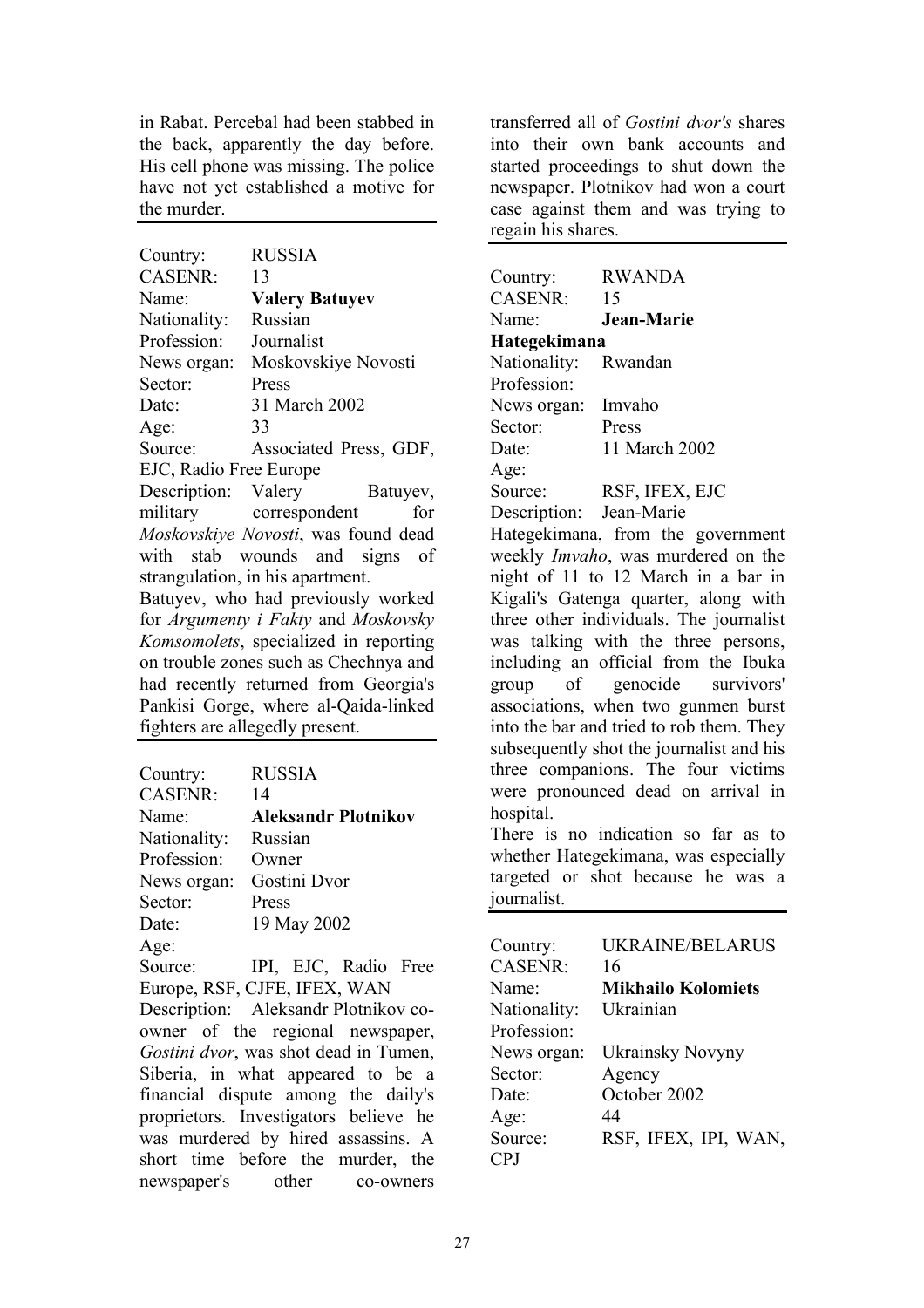in Rabat. Percebal had been stabbed in the back, apparently the day before. His cell phone was missing. The police have not yet established a motive for the murder.

---

Country: RUSSIA
CASENR: 13
Name: **Valery Batuyev**
Nationality: Russian
Profession: Journalist
News organ: Moskovskiye Novosti
Sector: Press
Date: 31 March 2002
Age: 33
Source: Associated Press, GDF, EJC, Radio Free Europe
Description: Valery Batuyev, military correspondent for *Moskovskiye Novosti*, was found dead with stab wounds and signs of strangulation, in his apartment.
Batuyev, who had previously worked for *Argumenty i Fakty* and *Moskovsky Komsomolets*, specialized in reporting on trouble zones such as Chechnya and had recently returned from Georgia's Pankisi Gorge, where al-Qaida-linked fighters are allegedly present.

---

Country: RUSSIA
CASENR: 14
Name: **Aleksandr Plotnikov**
Nationality: Russian
Profession: Owner
News organ: Gostini Dvor
Sector: Press
Date: 19 May 2002
Age:
Source: IPI, EJC, Radio Free Europe, RSF, CJFE, IFEX, WAN
Description: Aleksandr Plotnikov co-owner of the regional newspaper, *Gostini dvor*, was shot dead in Tumen, Siberia, in what appeared to be a financial dispute among the daily's proprietors. Investigators believe he was murdered by hired assassins. A short time before the murder, the newspaper's other co-owners transferred all of *Gostini dvor's* shares into their own bank accounts and started proceedings to shut down the newspaper. Plotnikov had won a court case against them and was trying to regain his shares.

---

Country: RWANDA
CASENR: 15
Name: **Jean-Marie Hategekimana**
Nationality: Rwandan
Profession:
News organ: Imvaho
Sector: Press
Date: 11 March 2002
Age:
Source: RSF, IFEX, EJC
Description: Jean-Marie Hategekimana, from the government weekly *Imvaho*, was murdered on the night of 11 to 12 March in a bar in Kigali's Gatenga quarter, along with three other individuals. The journalist was talking with the three persons, including an official from the Ibuka group of genocide survivors' associations, when two gunmen burst into the bar and tried to rob them. They subsequently shot the journalist and his three companions. The four victims were pronounced dead on arrival in hospital.
There is no indication so far as to whether Hategekimana, was especially targeted or shot because he was a journalist.

---

Country: UKRAINE/BELARUS
CASENR: 16
Name: **Mikhailo Kolomiets**
Nationality: Ukrainian
Profession:
News organ: Ukrainsky Novyny
Sector: Agency
Date: October 2002
Age: 44
Source: RSF, IFEX, IPI, WAN, CPJ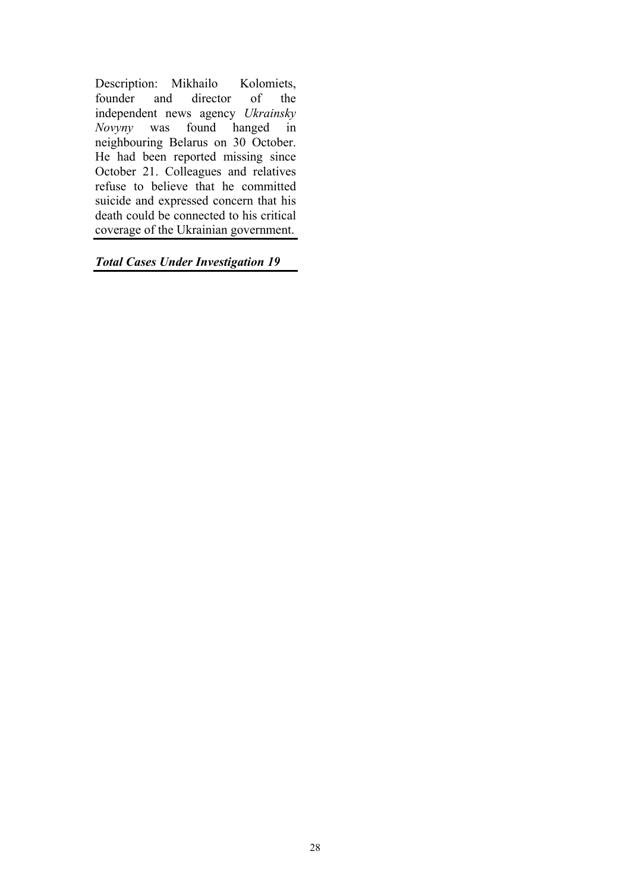Description: Mikhailo Kolomiets, founder and director of the independent news agency *Ukrainsky Novyny* was found hanged in neighbouring Belarus on 30 October. He had been reported missing since October 21. Colleagues and relatives refuse to believe that he committed suicide and expressed concern that his death could be connected to his critical coverage of the Ukrainian government.

***Total Cases Under Investigation 19***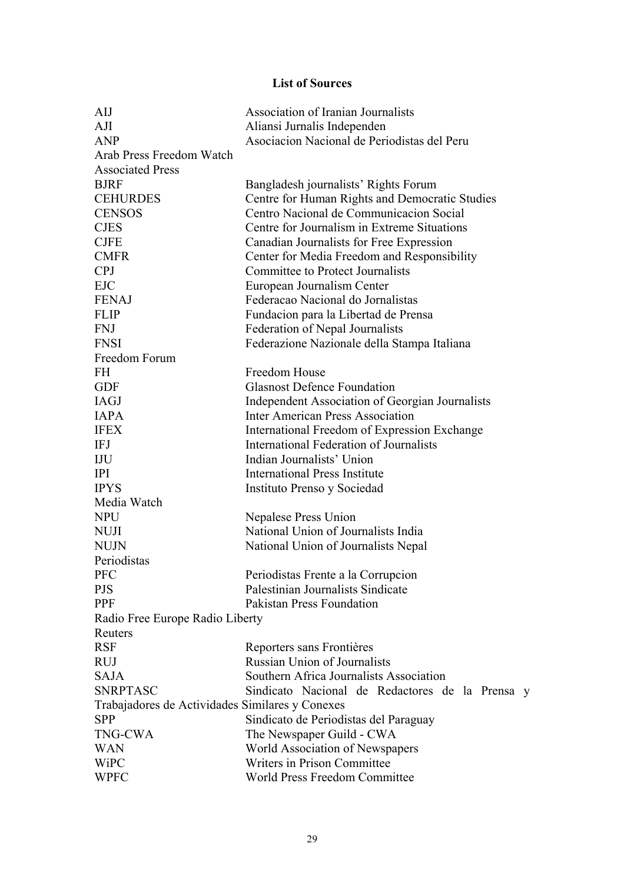**List of Sources**

| | |
|---|---|
| AIJ | Association of Iranian Journalists |
| AJI | Aliansi Jurnalis Independen |
| ANP | Asociacion Nacional de Periodistas del Peru |
| Arab Press Freedom Watch | |
| Associated Press | |
| BJRF | Bangladesh journalists' Rights Forum |
| CEHURDES | Centre for Human Rights and Democratic Studies |
| CENSOS | Centro Nacional de Communicacion Social |
| CJES | Centre for Journalism in Extreme Situations |
| CJFE | Canadian Journalists for Free Expression |
| CMFR | Center for Media Freedom and Responsibility |
| CPJ | Committee to Protect Journalists |
| EJC | European Journalism Center |
| FENAJ | Federacao Nacional do Jornalistas |
| FLIP | Fundacion para la Libertad de Prensa |
| FNJ | Federation of Nepal Journalists |
| FNSI | Federazione Nazionale della Stampa Italiana |
| Freedom Forum | |
| FH | Freedom House |
| GDF | Glasnost Defence Foundation |
| IAGJ | Independent Association of Georgian Journalists |
| IAPA | Inter American Press Association |
| IFEX | International Freedom of Expression Exchange |
| IFJ | International Federation of Journalists |
| IJU | Indian Journalists' Union |
| IPI | International Press Institute |
| IPYS | Instituto Prenso y Sociedad |
| Media Watch | |
| NPU | Nepalese Press Union |
| NUJI | National Union of Journalists India |
| NUJN | National Union of Journalists Nepal |
| Periodistas | |
| PFC | Periodistas Frente a la Corrupcion |
| PJS | Palestinian Journalists Sindicate |
| PPF | Pakistan Press Foundation |
| Radio Free Europe Radio Liberty | |
| Reuters | |
| RSF | Reporters sans Frontières |
| RUJ | Russian Union of Journalists |
| SAJA | Southern Africa Journalists Association |
| SNRPTASC | Sindicato Nacional de Redactores de la Prensa y Trabajadores de Actividades Similares y Conexes |
| SPP | Sindicato de Periodistas del Paraguay |
| TNG-CWA | The Newspaper Guild - CWA |
| WAN | World Association of Newspapers |
| WiPC | Writers in Prison Committee |
| WPFC | World Press Freedom Committee |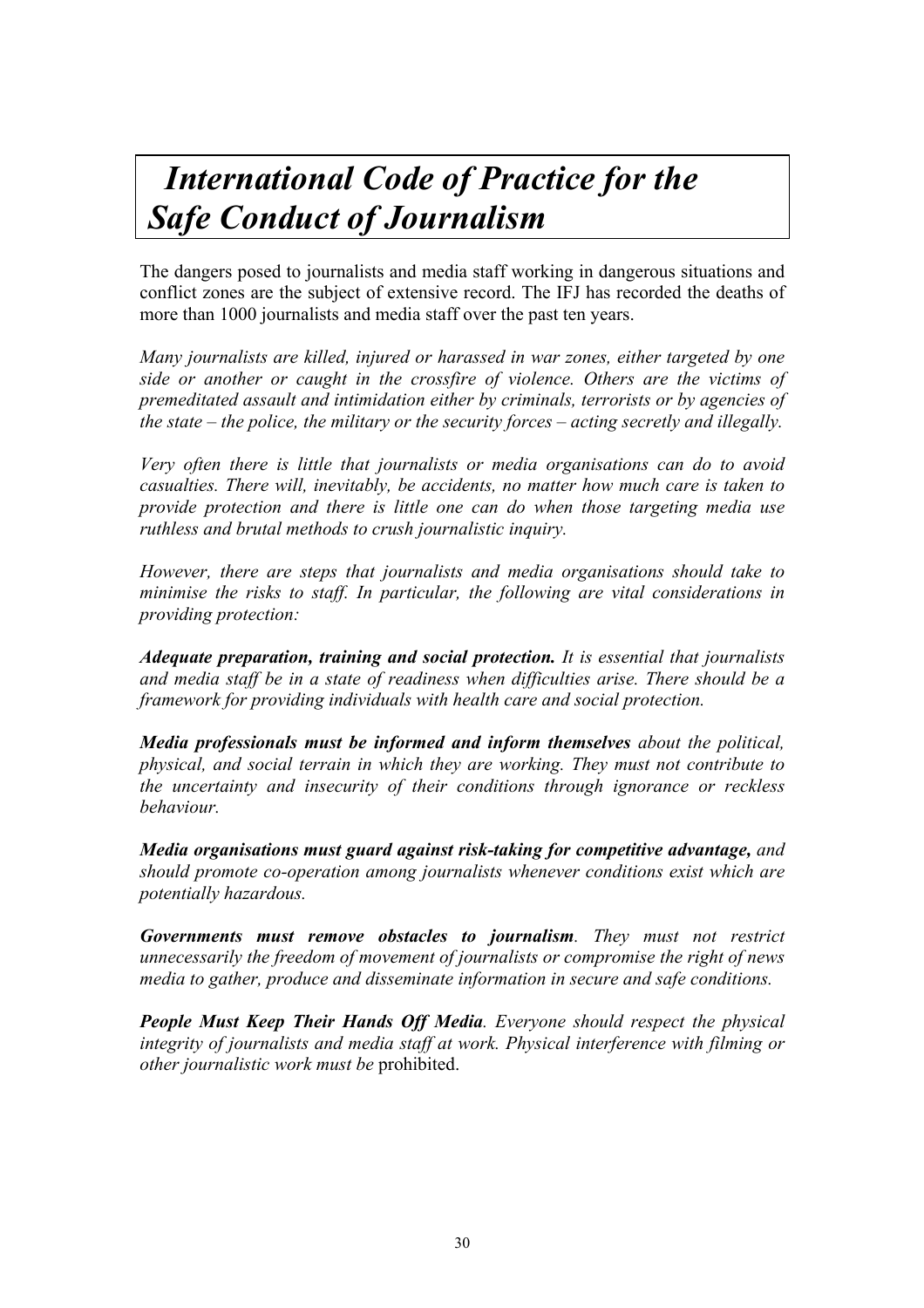# *International Code of Practice for the Safe Conduct of Journalism*

The dangers posed to journalists and media staff working in dangerous situations and conflict zones are the subject of extensive record. The IFJ has recorded the deaths of more than 1000 journalists and media staff over the past ten years.

*Many journalists are killed, injured or harassed in war zones, either targeted by one side or another or caught in the crossfire of violence. Others are the victims of premeditated assault and intimidation either by criminals, terrorists or by agencies of the state – the police, the military or the security forces – acting secretly and illegally.*

*Very often there is little that journalists or media organisations can do to avoid casualties. There will, inevitably, be accidents, no matter how much care is taken to provide protection and there is little one can do when those targeting media use ruthless and brutal methods to crush journalistic inquiry.*

*However, there are steps that journalists and media organisations should take to minimise the risks to staff. In particular, the following are vital considerations in providing protection:*

***Adequate preparation, training and social protection.*** *It is essential that journalists and media staff be in a state of readiness when difficulties arise. There should be a framework for providing individuals with health care and social protection.*

***Media professionals must be informed and inform themselves*** *about the political, physical, and social terrain in which they are working. They must not contribute to the uncertainty and insecurity of their conditions through ignorance or reckless behaviour.*

***Media organisations must guard against risk-taking for competitive advantage,*** *and should promote co-operation among journalists whenever conditions exist which are potentially hazardous.*

***Governments must remove obstacles to journalism****. They must not restrict unnecessarily the freedom of movement of journalists or compromise the right of news media to gather, produce and disseminate information in secure and safe conditions.*

***People Must Keep Their Hands Off Media****. Everyone should respect the physical integrity of journalists and media staff at work. Physical interference with filming or other journalistic work must be* prohibited.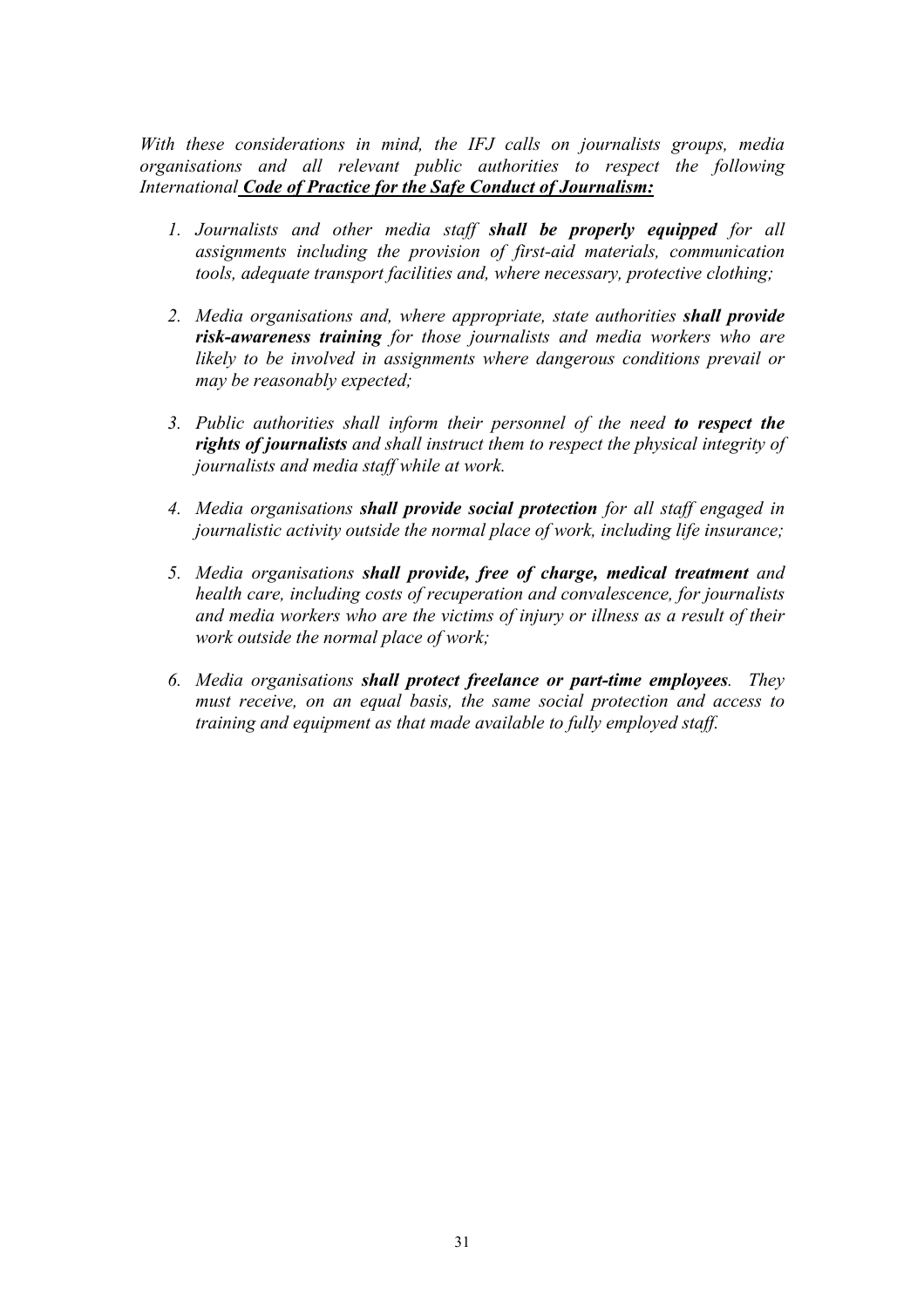*With these considerations in mind, the IFJ calls on journalists groups, media organisations and all relevant public authorities to respect the following International **Code of Practice for the Safe Conduct of Journalism:***

1. *Journalists and other media staff **shall be properly equipped** for all assignments including the provision of first-aid materials, communication tools, adequate transport facilities and, where necessary, protective clothing;*

2. *Media organisations and, where appropriate, state authorities **shall provide risk-awareness training** for those journalists and media workers who are likely to be involved in assignments where dangerous conditions prevail or may be reasonably expected;*

3. *Public authorities shall inform their personnel of the need **to respect the rights of journalists** and shall instruct them to respect the physical integrity of journalists and media staff while at work.*

4. *Media organisations **shall provide social protection** for all staff engaged in journalistic activity outside the normal place of work, including life insurance;*

5. *Media organisations **shall provide, free of charge, medical treatment** and health care, including costs of recuperation and convalescence, for journalists and media workers who are the victims of injury or illness as a result of their work outside the normal place of work;*

6. *Media organisations **shall protect freelance or part-time employees**. They must receive, on an equal basis, the same social protection and access to training and equipment as that made available to fully employed staff.*